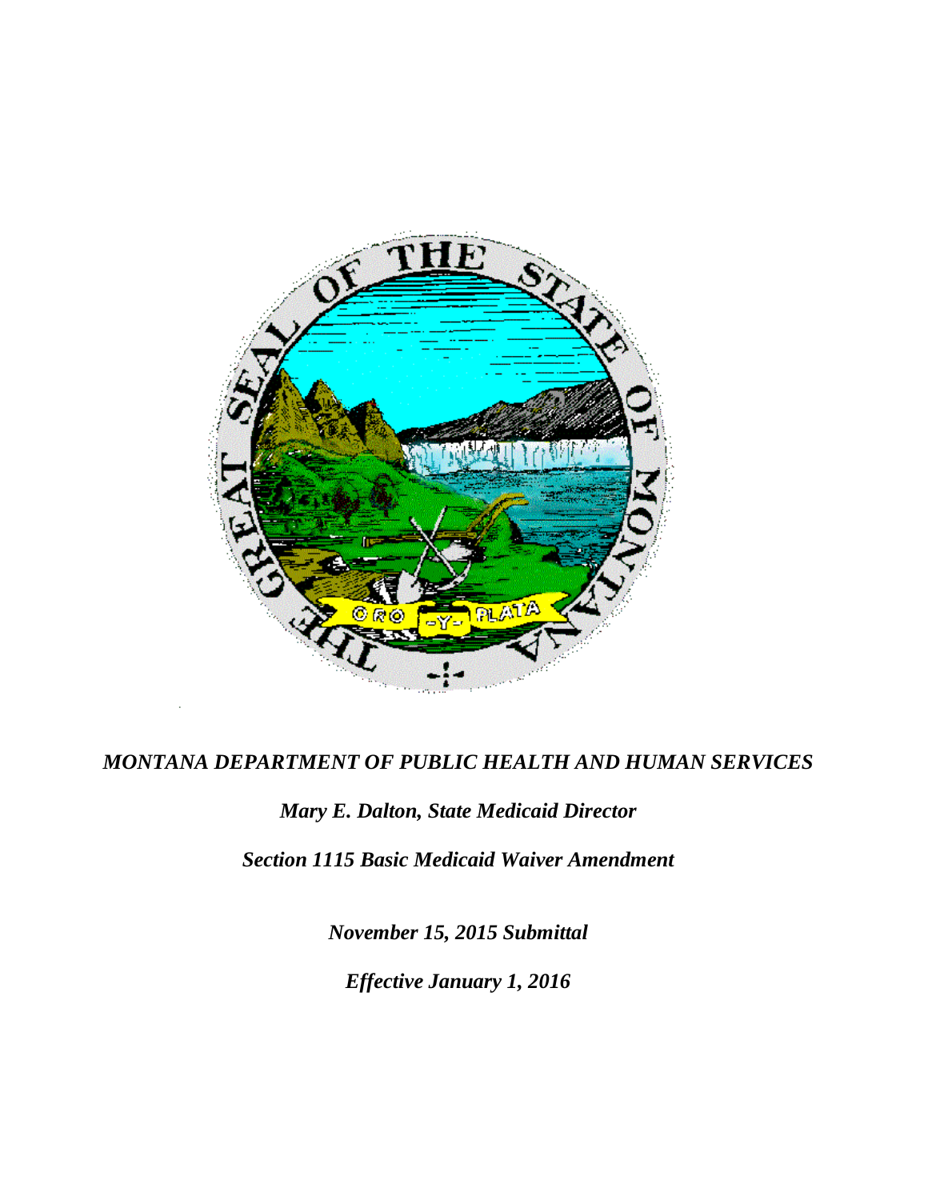*MONTANA DEPARTMENT OF PUBLIC HEALTH AND HUMAN SERVICES*

***Mary E. Dalton, State Medicaid Director***

***Section 1115 Basic Medicaid Waiver Amendment***

***November 15, 2015 Submittal***

***Effective January 1, 2016***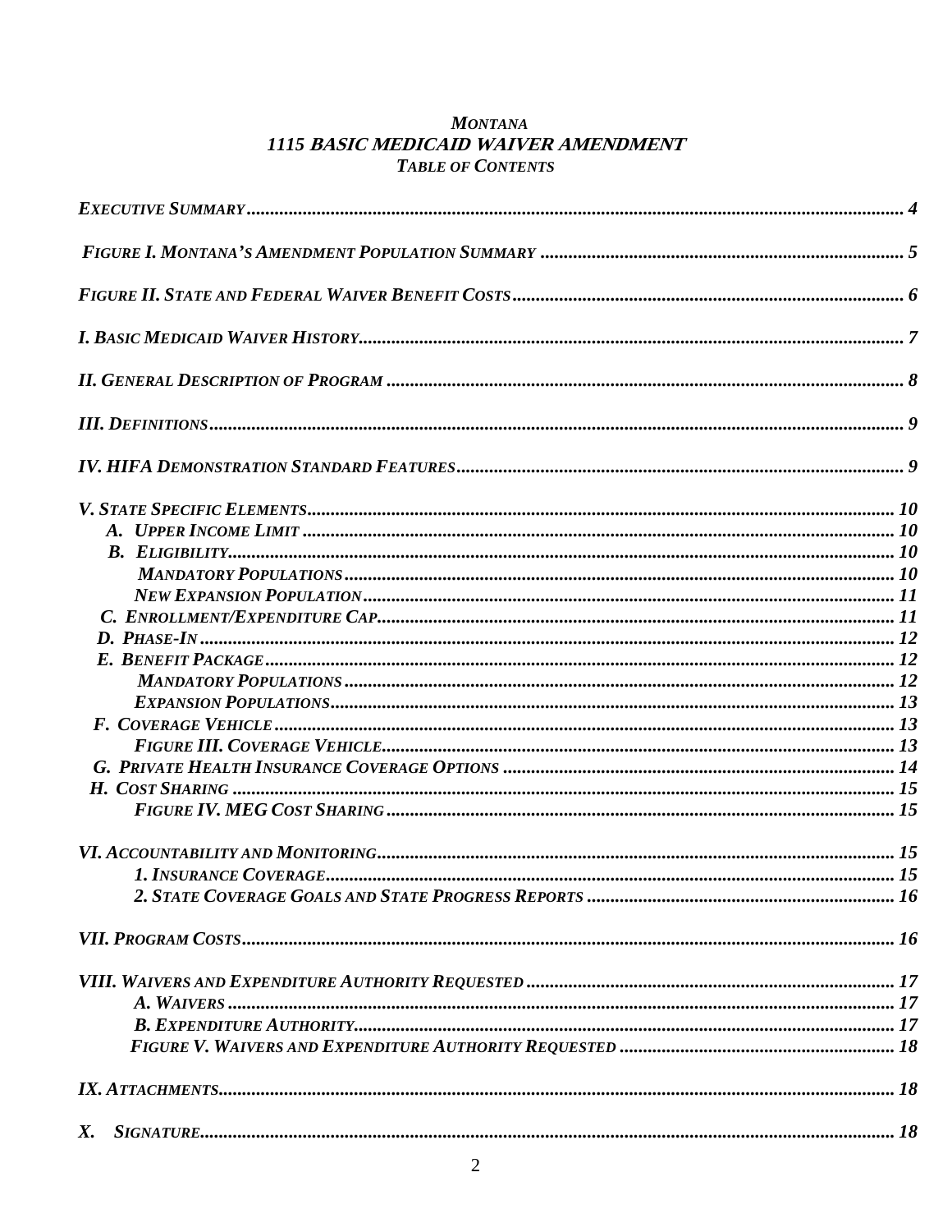# *MONTANA*
# *1115 BASIC MEDICAID WAIVER AMENDMENT*
## *TABLE OF CONTENTS*

*EXECUTIVE SUMMARY* ..... 4

*FIGURE I. MONTANA'S AMENDMENT POPULATION SUMMARY* ..... 5

*FIGURE II. STATE AND FEDERAL WAIVER BENEFIT COSTS* ..... 6

*I. BASIC MEDICAID WAIVER HISTORY* ..... 7

*II. GENERAL DESCRIPTION OF PROGRAM* ..... 8

*III. DEFINITIONS* ..... 9

*IV. HIFA DEMONSTRATION STANDARD FEATURES* ..... 9

*V. STATE SPECIFIC ELEMENTS* ..... 10
- *A. UPPER INCOME LIMIT* ..... 10
- *B. ELIGIBILITY* ..... 10
  - *MANDATORY POPULATIONS* ..... 10
  - *NEW EXPANSION POPULATION* ..... 11
- *C. ENROLLMENT/EXPENDITURE CAP* ..... 11
- *D. PHASE-IN* ..... 12
- *E. BENEFIT PACKAGE* ..... 12
  - *MANDATORY POPULATIONS* ..... 12
  - *EXPANSION POPULATIONS* ..... 13
- *F. COVERAGE VEHICLE* ..... 13
  - *FIGURE III. COVERAGE VEHICLE* ..... 13
- *G. PRIVATE HEALTH INSURANCE COVERAGE OPTIONS* ..... 14
- *H. COST SHARING* ..... 15
  - *FIGURE IV. MEG COST SHARING* ..... 15

*VI. ACCOUNTABILITY AND MONITORING* ..... 15
- *1. INSURANCE COVERAGE* ..... 15
- *2. STATE COVERAGE GOALS AND STATE PROGRESS REPORTS* ..... 16

*VII. PROGRAM COSTS* ..... 16

*VIII. WAIVERS AND EXPENDITURE AUTHORITY REQUESTED* ..... 17
- *A. WAIVERS* ..... 17
- *B. EXPENDITURE AUTHORITY* ..... 17
- *FIGURE V. WAIVERS AND EXPENDITURE AUTHORITY REQUESTED* ..... 18

*IX. ATTACHMENTS* ..... 18

*X. SIGNATURE* ..... 18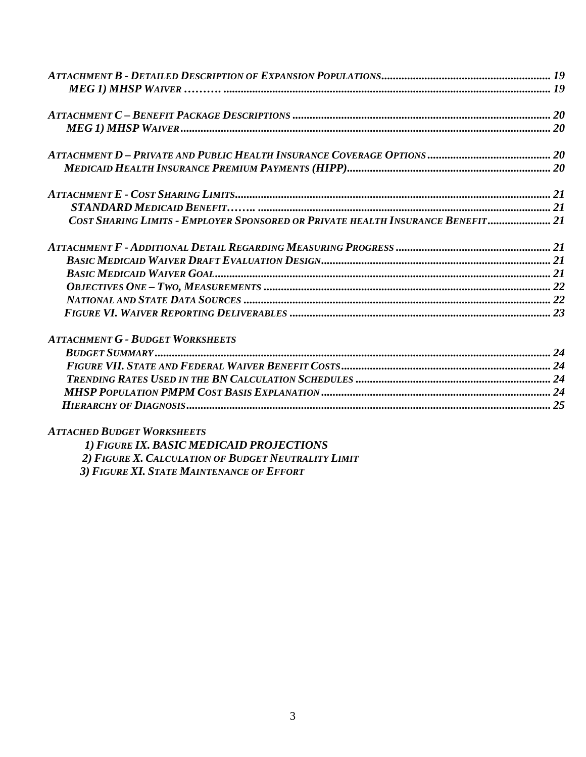*ATTACHMENT B - DETAILED DESCRIPTION OF EXPANSION POPULATIONS* ........................................................ *19*
  *MEG 1) MHSP WAIVER ……….* ........................................................................................................ *19*

*ATTACHMENT C – BENEFIT PACKAGE DESCRIPTIONS* ........................................................................................ *20*
  *MEG 1) MHSP WAIVER* .................................................................................................................... *20*

*ATTACHMENT D – PRIVATE AND PUBLIC HEALTH INSURANCE COVERAGE OPTIONS* ........................................ *20*
  *MEDICAID HEALTH INSURANCE PREMIUM PAYMENTS (HIPP)* ............................................................ *20*

*ATTACHMENT E - COST SHARING LIMITS* ......................................................................................................... *21*
  *STANDARD MEDICAID BENEFIT…….* ................................................................................................... *21*
  *COST SHARING LIMITS - EMPLOYER SPONSORED OR PRIVATE HEALTH INSURANCE BENEFIT* ..................... *21*

*ATTACHMENT F - ADDITIONAL DETAIL REGARDING MEASURING PROGRESS* ................................................... *21*
  *BASIC MEDICAID WAIVER DRAFT EVALUATION DESIGN* .............................................................................. *21*
  *BASIC MEDICAID WAIVER GOAL* .................................................................................................................... *21*
  *OBJECTIVES ONE – TWO, MEASUREMENTS* ................................................................................................... *22*
  *NATIONAL AND STATE DATA SOURCES* ......................................................................................................... *22*
  *FIGURE VI. WAIVER REPORTING DELIVERABLES* ........................................................................................ *23*

*ATTACHMENT G - BUDGET WORKSHEETS*
  *BUDGET SUMMARY* ........................................................................................................................................ *24*
  *FIGURE VII. STATE AND FEDERAL WAIVER BENEFIT COSTS* ............................................................................ *24*
  *TRENDING RATES USED IN THE BN CALCULATION SCHEDULES* ...................................................................... *24*
  *MHSP POPULATION PMPM COST BASIS EXPLANATION* ................................................................................. *24*
  *HIERARCHY OF DIAGNOSIS* .............................................................................................................................. *25*

*ATTACHED BUDGET WORKSHEETS*
  *1) FIGURE IX. BASIC MEDICAID PROJECTIONS*
  *2) FIGURE X. CALCULATION OF BUDGET NEUTRALITY LIMIT*
  *3) FIGURE XI. STATE MAINTENANCE OF EFFORT*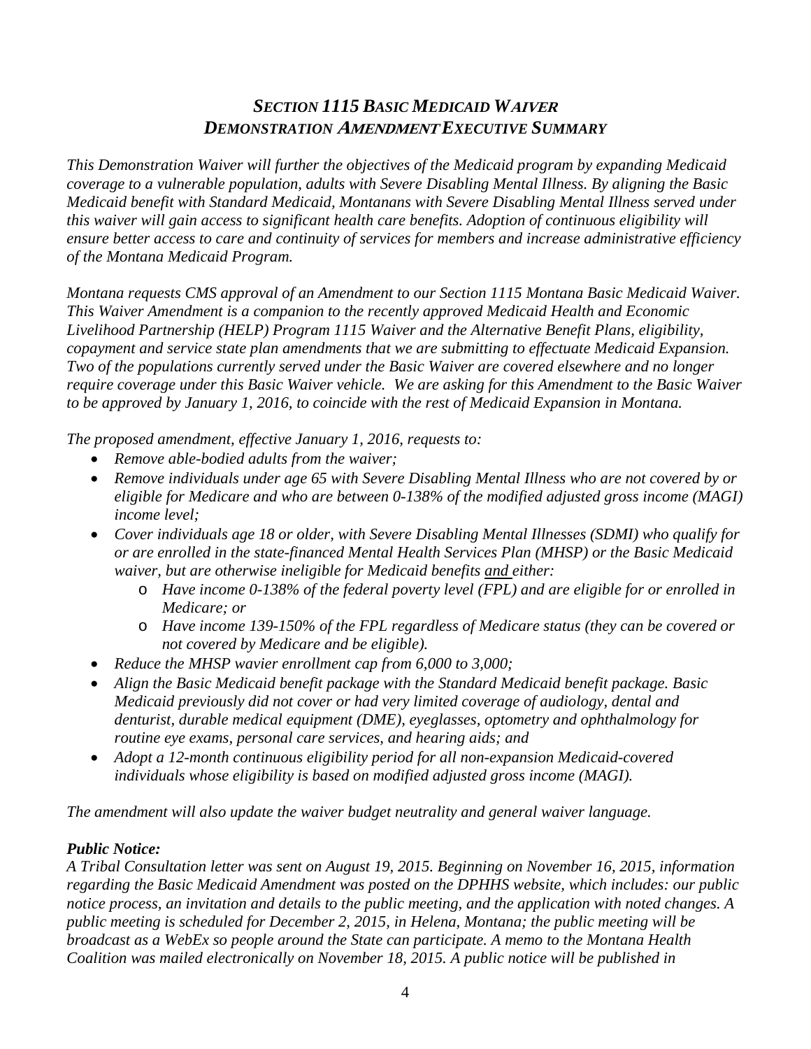## *SECTION 1115 BASIC MEDICAID WAIVER DEMONSTRATION AMENDMENT EXECUTIVE SUMMARY*

*This Demonstration Waiver will further the objectives of the Medicaid program by expanding Medicaid coverage to a vulnerable population, adults with Severe Disabling Mental Illness. By aligning the Basic Medicaid benefit with Standard Medicaid, Montanans with Severe Disabling Mental Illness served under this waiver will gain access to significant health care benefits. Adoption of continuous eligibility will ensure better access to care and continuity of services for members and increase administrative efficiency of the Montana Medicaid Program.*

*Montana requests CMS approval of an Amendment to our Section 1115 Montana Basic Medicaid Waiver. This Waiver Amendment is a companion to the recently approved Medicaid Health and Economic Livelihood Partnership (HELP) Program 1115 Waiver and the Alternative Benefit Plans, eligibility, copayment and service state plan amendments that we are submitting to effectuate Medicaid Expansion. Two of the populations currently served under the Basic Waiver are covered elsewhere and no longer require coverage under this Basic Waiver vehicle. We are asking for this Amendment to the Basic Waiver to be approved by January 1, 2016, to coincide with the rest of Medicaid Expansion in Montana.*

*The proposed amendment, effective January 1, 2016, requests to:*

- *Remove able-bodied adults from the waiver;*
- *Remove individuals under age 65 with Severe Disabling Mental Illness who are not covered by or eligible for Medicare and who are between 0-138% of the modified adjusted gross income (MAGI) income level;*
- *Cover individuals age 18 or older, with Severe Disabling Mental Illnesses (SDMI) who qualify for or are enrolled in the state-financed Mental Health Services Plan (MHSP) or the Basic Medicaid waiver, but are otherwise ineligible for Medicaid benefits and either:*
  - *Have income 0-138% of the federal poverty level (FPL) and are eligible for or enrolled in Medicare; or*
  - *Have income 139-150% of the FPL regardless of Medicare status (they can be covered or not covered by Medicare and be eligible).*
- *Reduce the MHSP wavier enrollment cap from 6,000 to 3,000;*
- *Align the Basic Medicaid benefit package with the Standard Medicaid benefit package. Basic Medicaid previously did not cover or had very limited coverage of audiology, dental and denturist, durable medical equipment (DME), eyeglasses, optometry and ophthalmology for routine eye exams, personal care services, and hearing aids; and*
- *Adopt a 12-month continuous eligibility period for all non-expansion Medicaid-covered individuals whose eligibility is based on modified adjusted gross income (MAGI).*

*The amendment will also update the waiver budget neutrality and general waiver language.*

***Public Notice:***
*A Tribal Consultation letter was sent on August 19, 2015. Beginning on November 16, 2015, information regarding the Basic Medicaid Amendment was posted on the DPHHS website, which includes: our public notice process, an invitation and details to the public meeting, and the application with noted changes. A public meeting is scheduled for December 2, 2015, in Helena, Montana; the public meeting will be broadcast as a WebEx so people around the State can participate. A memo to the Montana Health Coalition was mailed electronically on November 18, 2015. A public notice will be published in*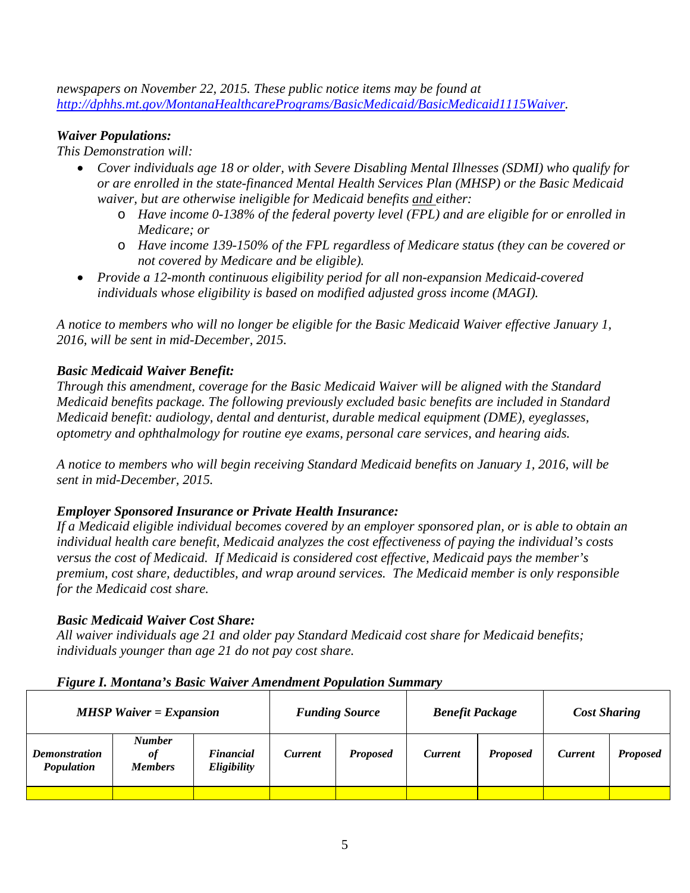*newspapers on November 22, 2015. These public notice items may be found at [http://dphhs.mt.gov/MontanaHealthcarePrograms/BasicMedicaid/BasicMedicaid1115Waiver](http://dphhs.mt.gov/MontanaHealthcarePrograms/BasicMedicaid/BasicMedicaid1115Waiver).*

***Waiver Populations:***

*This Demonstration will:*

- *Cover individuals age 18 or older, with Severe Disabling Mental Illnesses (SDMI) who qualify for or are enrolled in the state-financed Mental Health Services Plan (MHSP) or the Basic Medicaid waiver, but are otherwise ineligible for Medicaid benefits and either:*
  - *Have income 0-138% of the federal poverty level (FPL) and are eligible for or enrolled in Medicare; or*
  - *Have income 139-150% of the FPL regardless of Medicare status (they can be covered or not covered by Medicare and be eligible).*
- *Provide a 12-month continuous eligibility period for all non-expansion Medicaid-covered individuals whose eligibility is based on modified adjusted gross income (MAGI).*

*A notice to members who will no longer be eligible for the Basic Medicaid Waiver effective January 1, 2016, will be sent in mid-December, 2015.*

***Basic Medicaid Waiver Benefit:***

*Through this amendment, coverage for the Basic Medicaid Waiver will be aligned with the Standard Medicaid benefits package. The following previously excluded basic benefits are included in Standard Medicaid benefit: audiology, dental and denturist, durable medical equipment (DME), eyeglasses, optometry and ophthalmology for routine eye exams, personal care services, and hearing aids.*

*A notice to members who will begin receiving Standard Medicaid benefits on January 1, 2016, will be sent in mid-December, 2015.*

***Employer Sponsored Insurance or Private Health Insurance:***

*If a Medicaid eligible individual becomes covered by an employer sponsored plan, or is able to obtain an individual health care benefit, Medicaid analyzes the cost effectiveness of paying the individual's costs versus the cost of Medicaid. If Medicaid is considered cost effective, Medicaid pays the member's premium, cost share, deductibles, and wrap around services. The Medicaid member is only responsible for the Medicaid cost share.*

***Basic Medicaid Waiver Cost Share:***

*All waiver individuals age 21 and older pay Standard Medicaid cost share for Medicaid benefits; individuals younger than age 21 do not pay cost share.*

***Figure I. Montana's Basic Waiver Amendment Population Summary***

| ***MHSP Waiver = Expansion*** | | | ***Funding Source*** | | ***Benefit Package*** | | ***Cost Sharing*** | |
|---|---|---|---|---|---|---|---|---|
| ***Demonstration Population*** | ***Number of Members*** | ***Financial Eligibility*** | ***Current*** | ***Proposed*** | ***Current*** | ***Proposed*** | ***Current*** | ***Proposed*** |
| | | | | | | | | |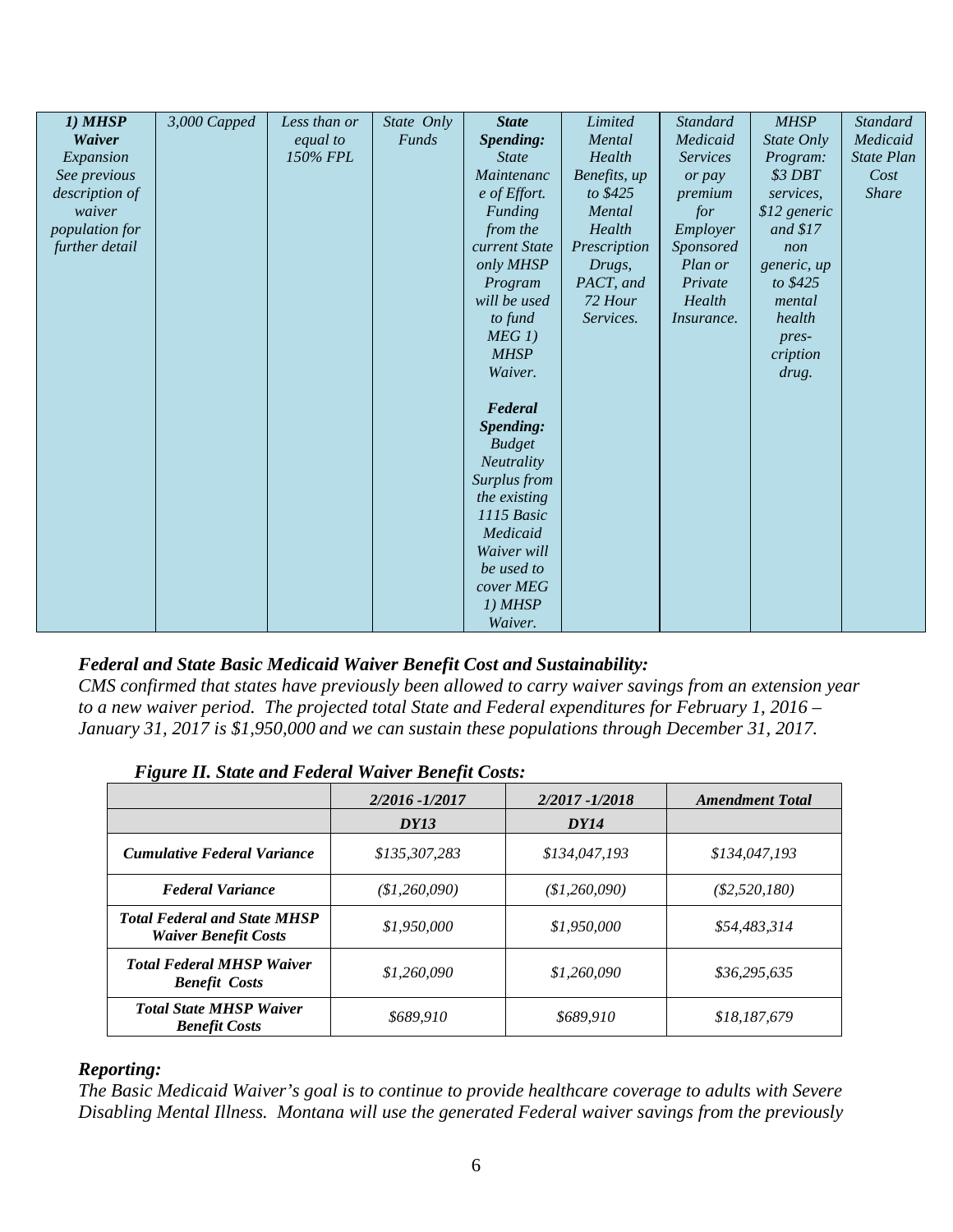| *1) MHSP Waiver Expansion See previous description of waiver population for further detail* | *3,000 Capped* | *Less than or equal to 150% FPL* | *State Only Funds* | ***State Spending:*** *State Maintenance of Effort. Funding from the current State only MHSP Program will be used to fund MEG 1) MHSP Waiver.* ***Federal Spending:*** *Budget Neutrality Surplus from the existing 1115 Basic Medicaid Waiver will be used to cover MEG 1) MHSP Waiver.* | *Limited Mental Health Benefits, up to $425 Mental Health Prescription Drugs, PACT, and 72 Hour Services.* | *Standard Medicaid Services or pay premium for Employer Sponsored Plan or Private Health Insurance.* | *MHSP State Only Program: $3 DBT services, $12 generic and $17 non generic, up to $425 mental health prescription drug.* | *Standard Medicaid State Plan Cost Share* |
|---|---|---|---|---|---|---|---|---|

### *Federal and State Basic Medicaid Waiver Benefit Cost and Sustainability:*

*CMS confirmed that states have previously been allowed to carry waiver savings from an extension year to a new waiver period. The projected total State and Federal expenditures for February 1, 2016 – January 31, 2017 is $1,950,000 and we can sustain these populations through December 31, 2017.*

***Figure II. State and Federal Waiver Benefit Costs:***

| | *2/2016 -1/2017* | *2/2017 -1/2018* | ***Amendment Total*** |
|---|---|---|---|
| | ***DY13*** | ***DY14*** | |
| ***Cumulative Federal Variance*** | *$135,307,283* | *$134,047,193* | *$134,047,193* |
| ***Federal Variance*** | *($1,260,090)* | *($1,260,090)* | *($2,520,180)* |
| ***Total Federal and State MHSP Waiver Benefit Costs*** | *$1,950,000* | *$1,950,000* | *$54,483,314* |
| ***Total Federal MHSP Waiver Benefit Costs*** | *$1,260,090* | *$1,260,090* | *$36,295,635* |
| ***Total State MHSP Waiver Benefit Costs*** | *$689,910* | *$689,910* | *$18,187,679* |

### *Reporting:*

*The Basic Medicaid Waiver's goal is to continue to provide healthcare coverage to adults with Severe Disabling Mental Illness. Montana will use the generated Federal waiver savings from the previously*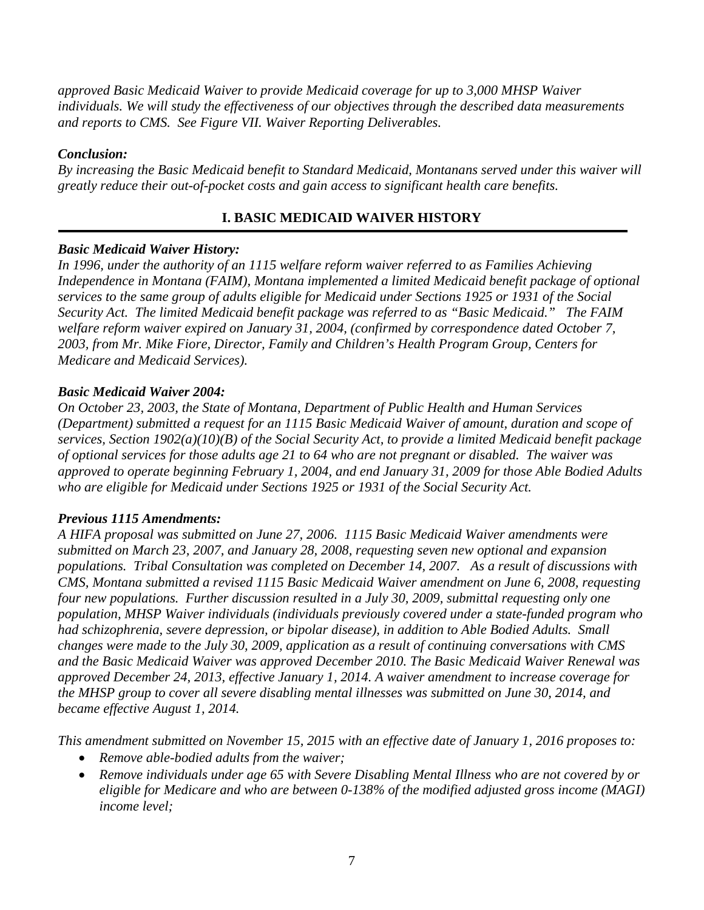*approved Basic Medicaid Waiver to provide Medicaid coverage for up to 3,000 MHSP Waiver individuals. We will study the effectiveness of our objectives through the described data measurements and reports to CMS. See Figure VII. Waiver Reporting Deliverables.*

***Conclusion:***

*By increasing the Basic Medicaid benefit to Standard Medicaid, Montanans served under this waiver will greatly reduce their out-of-pocket costs and gain access to significant health care benefits.*

## I. BASIC MEDICAID WAIVER HISTORY

***Basic Medicaid Waiver History:***

*In 1996, under the authority of an 1115 welfare reform waiver referred to as Families Achieving Independence in Montana (FAIM), Montana implemented a limited Medicaid benefit package of optional services to the same group of adults eligible for Medicaid under Sections 1925 or 1931 of the Social Security Act. The limited Medicaid benefit package was referred to as "Basic Medicaid." The FAIM welfare reform waiver expired on January 31, 2004, (confirmed by correspondence dated October 7, 2003, from Mr. Mike Fiore, Director, Family and Children's Health Program Group, Centers for Medicare and Medicaid Services).*

***Basic Medicaid Waiver 2004:***

*On October 23, 2003, the State of Montana, Department of Public Health and Human Services (Department) submitted a request for an 1115 Basic Medicaid Waiver of amount, duration and scope of services, Section 1902(a)(10)(B) of the Social Security Act, to provide a limited Medicaid benefit package of optional services for those adults age 21 to 64 who are not pregnant or disabled. The waiver was approved to operate beginning February 1, 2004, and end January 31, 2009 for those Able Bodied Adults who are eligible for Medicaid under Sections 1925 or 1931 of the Social Security Act.*

***Previous 1115 Amendments:***

*A HIFA proposal was submitted on June 27, 2006. 1115 Basic Medicaid Waiver amendments were submitted on March 23, 2007, and January 28, 2008, requesting seven new optional and expansion populations. Tribal Consultation was completed on December 14, 2007. As a result of discussions with CMS, Montana submitted a revised 1115 Basic Medicaid Waiver amendment on June 6, 2008, requesting four new populations. Further discussion resulted in a July 30, 2009, submittal requesting only one population, MHSP Waiver individuals (individuals previously covered under a state-funded program who had schizophrenia, severe depression, or bipolar disease), in addition to Able Bodied Adults. Small changes were made to the July 30, 2009, application as a result of continuing conversations with CMS and the Basic Medicaid Waiver was approved December 2010. The Basic Medicaid Waiver Renewal was approved December 24, 2013, effective January 1, 2014. A waiver amendment to increase coverage for the MHSP group to cover all severe disabling mental illnesses was submitted on June 30, 2014, and became effective August 1, 2014.*

*This amendment submitted on November 15, 2015 with an effective date of January 1, 2016 proposes to:*

- *Remove able-bodied adults from the waiver;*
- *Remove individuals under age 65 with Severe Disabling Mental Illness who are not covered by or eligible for Medicare and who are between 0-138% of the modified adjusted gross income (MAGI) income level;*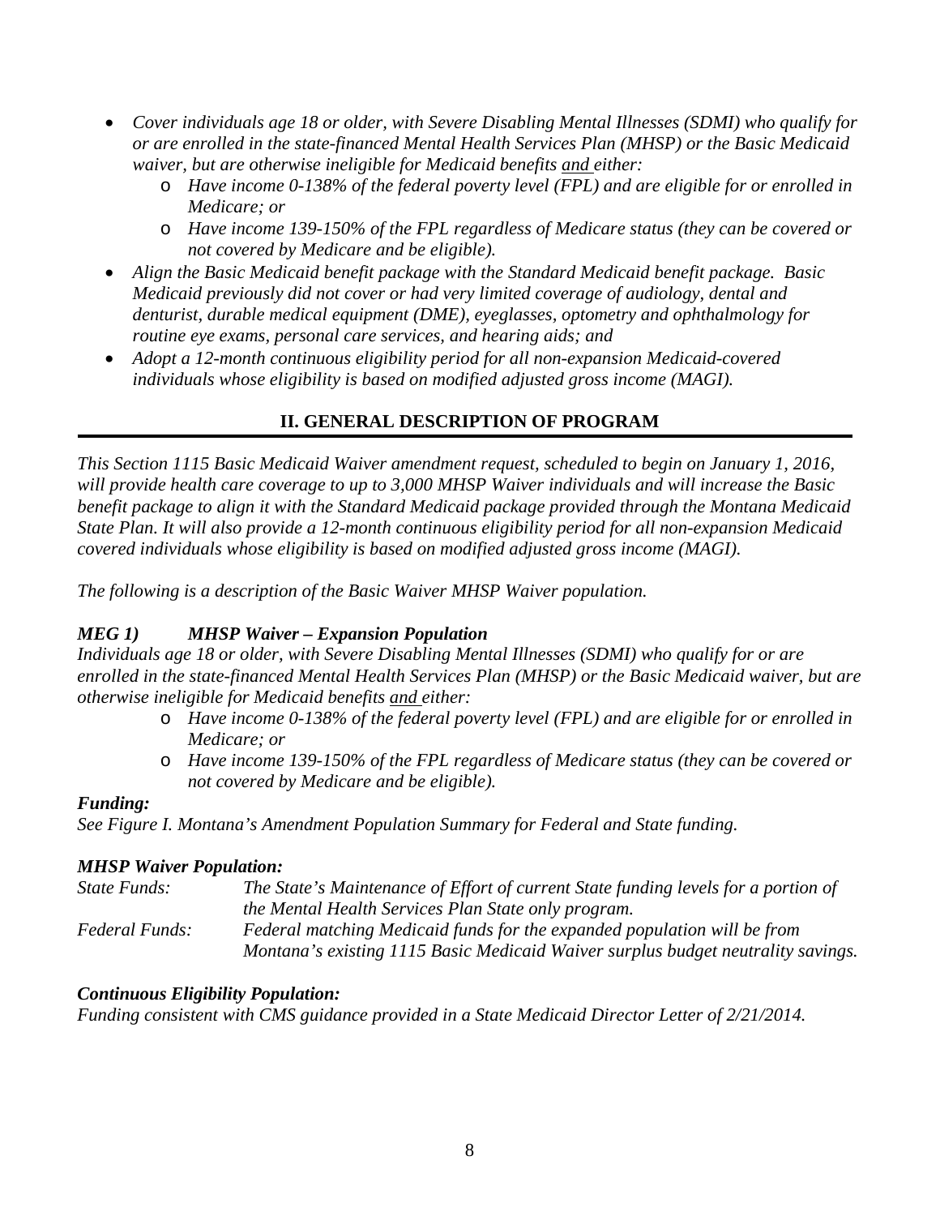- *Cover individuals age 18 or older, with Severe Disabling Mental Illnesses (SDMI) who qualify for or are enrolled in the state-financed Mental Health Services Plan (MHSP) or the Basic Medicaid waiver, but are otherwise ineligible for Medicaid benefits and either:*
  - *Have income 0-138% of the federal poverty level (FPL) and are eligible for or enrolled in Medicare; or*
  - *Have income 139-150% of the FPL regardless of Medicare status (they can be covered or not covered by Medicare and be eligible).*
- *Align the Basic Medicaid benefit package with the Standard Medicaid benefit package. Basic Medicaid previously did not cover or had very limited coverage of audiology, dental and denturist, durable medical equipment (DME), eyeglasses, optometry and ophthalmology for routine eye exams, personal care services, and hearing aids; and*
- *Adopt a 12-month continuous eligibility period for all non-expansion Medicaid-covered individuals whose eligibility is based on modified adjusted gross income (MAGI).*

## II. GENERAL DESCRIPTION OF PROGRAM

*This Section 1115 Basic Medicaid Waiver amendment request, scheduled to begin on January 1, 2016, will provide health care coverage to up to 3,000 MHSP Waiver individuals and will increase the Basic benefit package to align it with the Standard Medicaid package provided through the Montana Medicaid State Plan. It will also provide a 12-month continuous eligibility period for all non-expansion Medicaid covered individuals whose eligibility is based on modified adjusted gross income (MAGI).*

*The following is a description of the Basic Waiver MHSP Waiver population.*

***MEG 1) MHSP Waiver – Expansion Population***

*Individuals age 18 or older, with Severe Disabling Mental Illnesses (SDMI) who qualify for or are enrolled in the state-financed Mental Health Services Plan (MHSP) or the Basic Medicaid waiver, but are otherwise ineligible for Medicaid benefits and either:*

- *Have income 0-138% of the federal poverty level (FPL) and are eligible for or enrolled in Medicare; or*
- *Have income 139-150% of the FPL regardless of Medicare status (they can be covered or not covered by Medicare and be eligible).*

***Funding:***

*See Figure I. Montana's Amendment Population Summary for Federal and State funding.*

***MHSP Waiver Population:***

*State Funds:* *The State's Maintenance of Effort of current State funding levels for a portion of the Mental Health Services Plan State only program.*

*Federal Funds:* *Federal matching Medicaid funds for the expanded population will be from Montana's existing 1115 Basic Medicaid Waiver surplus budget neutrality savings.*

***Continuous Eligibility Population:***

*Funding consistent with CMS guidance provided in a State Medicaid Director Letter of 2/21/2014.*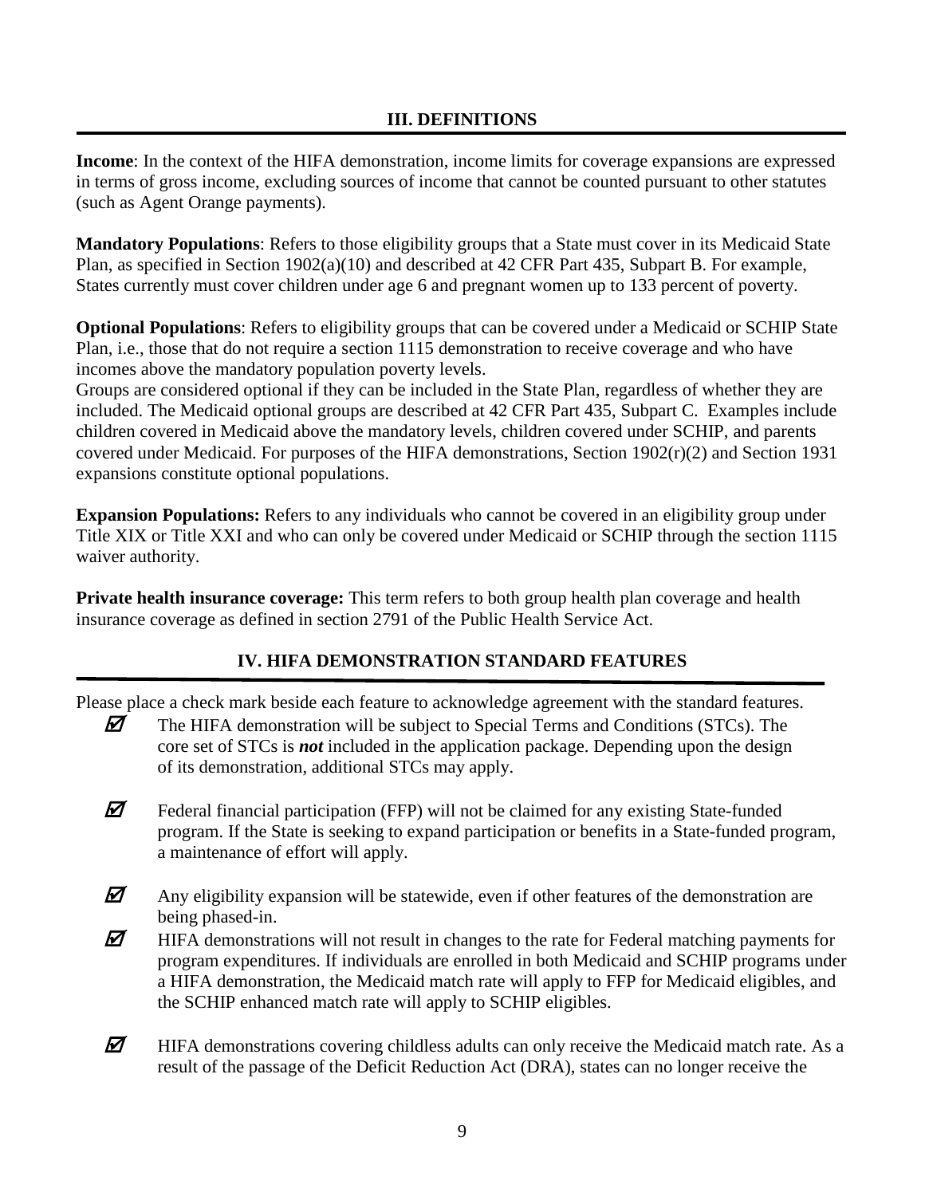## III. DEFINITIONS

**Income**: In the context of the HIFA demonstration, income limits for coverage expansions are expressed in terms of gross income, excluding sources of income that cannot be counted pursuant to other statutes (such as Agent Orange payments).

**Mandatory Populations**: Refers to those eligibility groups that a State must cover in its Medicaid State Plan, as specified in Section 1902(a)(10) and described at 42 CFR Part 435, Subpart B. For example, States currently must cover children under age 6 and pregnant women up to 133 percent of poverty.

**Optional Populations**: Refers to eligibility groups that can be covered under a Medicaid or SCHIP State Plan, i.e., those that do not require a section 1115 demonstration to receive coverage and who have incomes above the mandatory population poverty levels.
Groups are considered optional if they can be included in the State Plan, regardless of whether they are included. The Medicaid optional groups are described at 42 CFR Part 435, Subpart C. Examples include children covered in Medicaid above the mandatory levels, children covered under SCHIP, and parents covered under Medicaid. For purposes of the HIFA demonstrations, Section 1902(r)(2) and Section 1931 expansions constitute optional populations.

**Expansion Populations:** Refers to any individuals who cannot be covered in an eligibility group under Title XIX or Title XXI and who can only be covered under Medicaid or SCHIP through the section 1115 waiver authority.

**Private health insurance coverage:** This term refers to both group health plan coverage and health insurance coverage as defined in section 2791 of the Public Health Service Act.

## IV. HIFA DEMONSTRATION STANDARD FEATURES

Please place a check mark beside each feature to acknowledge agreement with the standard features.

- ☑ The HIFA demonstration will be subject to Special Terms and Conditions (STCs). The core set of STCs is ***not*** included in the application package. Depending upon the design of its demonstration, additional STCs may apply.

- ☑ Federal financial participation (FFP) will not be claimed for any existing State-funded program. If the State is seeking to expand participation or benefits in a State-funded program, a maintenance of effort will apply.

- ☑ Any eligibility expansion will be statewide, even if other features of the demonstration are being phased-in.

- ☑ HIFA demonstrations will not result in changes to the rate for Federal matching payments for program expenditures. If individuals are enrolled in both Medicaid and SCHIP programs under a HIFA demonstration, the Medicaid match rate will apply to FFP for Medicaid eligibles, and the SCHIP enhanced match rate will apply to SCHIP eligibles.

- ☑ HIFA demonstrations covering childless adults can only receive the Medicaid match rate. As a result of the passage of the Deficit Reduction Act (DRA), states can no longer receive the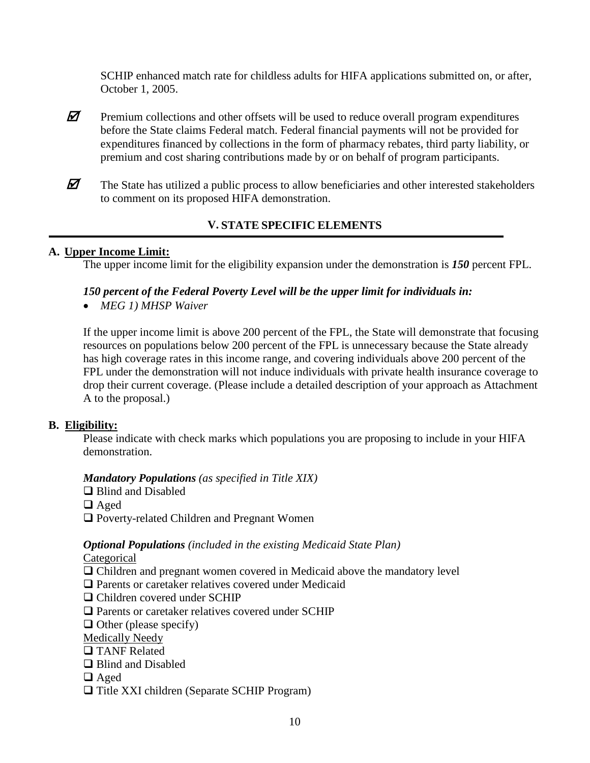SCHIP enhanced match rate for childless adults for HIFA applications submitted on, or after, October 1, 2005.

☑ Premium collections and other offsets will be used to reduce overall program expenditures before the State claims Federal match. Federal financial payments will not be provided for expenditures financed by collections in the form of pharmacy rebates, third party liability, or premium and cost sharing contributions made by or on behalf of program participants.

☑ The State has utilized a public process to allow beneficiaries and other interested stakeholders to comment on its proposed HIFA demonstration.

## V. STATE SPECIFIC ELEMENTS

### A. Upper Income Limit:

The upper income limit for the eligibility expansion under the demonstration is ***150*** percent FPL.

***150 percent of the Federal Poverty Level will be the upper limit for individuals in:***

- *MEG 1) MHSP Waiver*

If the upper income limit is above 200 percent of the FPL, the State will demonstrate that focusing resources on populations below 200 percent of the FPL is unnecessary because the State already has high coverage rates in this income range, and covering individuals above 200 percent of the FPL under the demonstration will not induce individuals with private health insurance coverage to drop their current coverage. (Please include a detailed description of your approach as Attachment A to the proposal.)

### B. Eligibility:

Please indicate with check marks which populations you are proposing to include in your HIFA demonstration.

***Mandatory Populations*** *(as specified in Title XIX)*

❑ Blind and Disabled
❑ Aged
❑ Poverty-related Children and Pregnant Women

***Optional Populations*** *(included in the existing Medicaid State Plan)*

Categorical
❑ Children and pregnant women covered in Medicaid above the mandatory level
❑ Parents or caretaker relatives covered under Medicaid
❑ Children covered under SCHIP
❑ Parents or caretaker relatives covered under SCHIP
❑ Other (please specify)

Medically Needy
❑ TANF Related
❑ Blind and Disabled
❑ Aged
❑ Title XXI children (Separate SCHIP Program)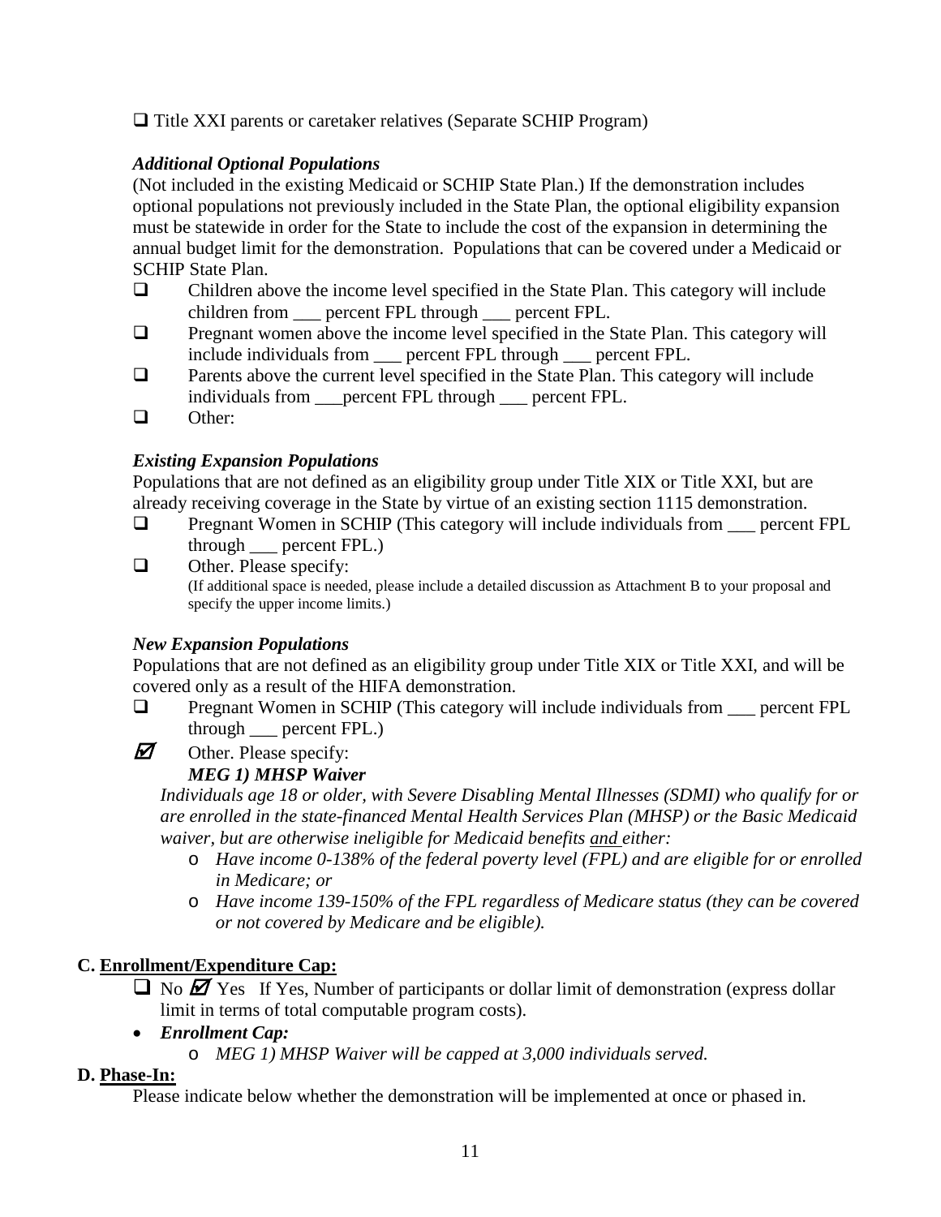❑ Title XXI parents or caretaker relatives (Separate SCHIP Program)

***Additional Optional Populations***

(Not included in the existing Medicaid or SCHIP State Plan.) If the demonstration includes optional populations not previously included in the State Plan, the optional eligibility expansion must be statewide in order for the State to include the cost of the expansion in determining the annual budget limit for the demonstration. Populations that can be covered under a Medicaid or SCHIP State Plan.

- ❑ Children above the income level specified in the State Plan. This category will include children from ___ percent FPL through ___ percent FPL.
- ❑ Pregnant women above the income level specified in the State Plan. This category will include individuals from ___ percent FPL through ___ percent FPL.
- ❑ Parents above the current level specified in the State Plan. This category will include individuals from ___percent FPL through ___ percent FPL.
- ❑ Other:

***Existing Expansion Populations***

Populations that are not defined as an eligibility group under Title XIX or Title XXI, but are already receiving coverage in the State by virtue of an existing section 1115 demonstration.

- ❑ Pregnant Women in SCHIP (This category will include individuals from ___ percent FPL through ___ percent FPL.)
- ❑ Other. Please specify:
  (If additional space is needed, please include a detailed discussion as Attachment B to your proposal and specify the upper income limits.)

***New Expansion Populations***

Populations that are not defined as an eligibility group under Title XIX or Title XXI, and will be covered only as a result of the HIFA demonstration.

- ❑ Pregnant Women in SCHIP (This category will include individuals from ___ percent FPL through ___ percent FPL.)
- ☑ Other. Please specify:
  ***MEG 1) MHSP Waiver***

  *Individuals age 18 or older, with Severe Disabling Mental Illnesses (SDMI) who qualify for or are enrolled in the state-financed Mental Health Services Plan (MHSP) or the Basic Medicaid waiver, but are otherwise ineligible for Medicaid benefits and either:*
  - *Have income 0-138% of the federal poverty level (FPL) and are eligible for or enrolled in Medicare; or*
  - *Have income 139-150% of the FPL regardless of Medicare status (they can be covered or not covered by Medicare and be eligible).*

**C. Enrollment/Expenditure Cap:**

❑ No ☑ Yes If Yes, Number of participants or dollar limit of demonstration (express dollar limit in terms of total computable program costs).

- ***Enrollment Cap:***
  - *MEG 1) MHSP Waiver will be capped at 3,000 individuals served.*

**D. Phase-In:**

Please indicate below whether the demonstration will be implemented at once or phased in.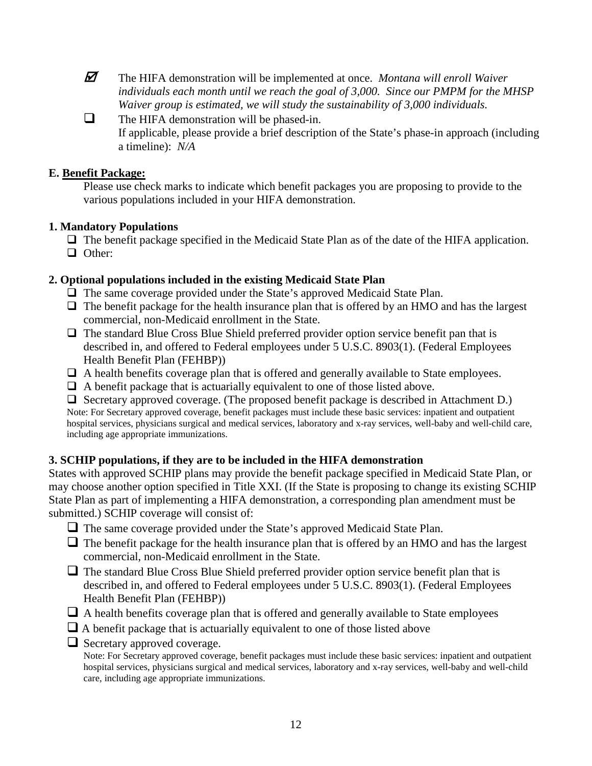- ☑ The HIFA demonstration will be implemented at once. *Montana will enroll Waiver individuals each month until we reach the goal of 3,000. Since our PMPM for the MHSP Waiver group is estimated, we will study the sustainability of 3,000 individuals.*
- ☐ The HIFA demonstration will be phased-in.
  If applicable, please provide a brief description of the State's phase-in approach (including a timeline): *N/A*

**E. <u>Benefit Package:</u>**

Please use check marks to indicate which benefit packages you are proposing to provide to the various populations included in your HIFA demonstration.

**1. Mandatory Populations**

- ☐ The benefit package specified in the Medicaid State Plan as of the date of the HIFA application.
- ☐ Other:

**2. Optional populations included in the existing Medicaid State Plan**

- ☐ The same coverage provided under the State's approved Medicaid State Plan.
- ☐ The benefit package for the health insurance plan that is offered by an HMO and has the largest commercial, non-Medicaid enrollment in the State.
- ☐ The standard Blue Cross Blue Shield preferred provider option service benefit pan that is described in, and offered to Federal employees under 5 U.S.C. 8903(1). (Federal Employees Health Benefit Plan (FEHBP))
- ☐ A health benefits coverage plan that is offered and generally available to State employees.
- ☐ A benefit package that is actuarially equivalent to one of those listed above.
- ☐ Secretary approved coverage. (The proposed benefit package is described in Attachment D.)

Note: For Secretary approved coverage, benefit packages must include these basic services: inpatient and outpatient hospital services, physicians surgical and medical services, laboratory and x-ray services, well-baby and well-child care, including age appropriate immunizations.

**3. SCHIP populations, if they are to be included in the HIFA demonstration**

States with approved SCHIP plans may provide the benefit package specified in Medicaid State Plan, or may choose another option specified in Title XXI. (If the State is proposing to change its existing SCHIP State Plan as part of implementing a HIFA demonstration, a corresponding plan amendment must be submitted.) SCHIP coverage will consist of:

- ☐ The same coverage provided under the State's approved Medicaid State Plan.
- ☐ The benefit package for the health insurance plan that is offered by an HMO and has the largest commercial, non-Medicaid enrollment in the State.
- ☐ The standard Blue Cross Blue Shield preferred provider option service benefit plan that is described in, and offered to Federal employees under 5 U.S.C. 8903(1). (Federal Employees Health Benefit Plan (FEHBP))
- ☐ A health benefits coverage plan that is offered and generally available to State employees
- ☐ A benefit package that is actuarially equivalent to one of those listed above
- ☐ Secretary approved coverage.

  Note: For Secretary approved coverage, benefit packages must include these basic services: inpatient and outpatient hospital services, physicians surgical and medical services, laboratory and x-ray services, well-baby and well-child care, including age appropriate immunizations.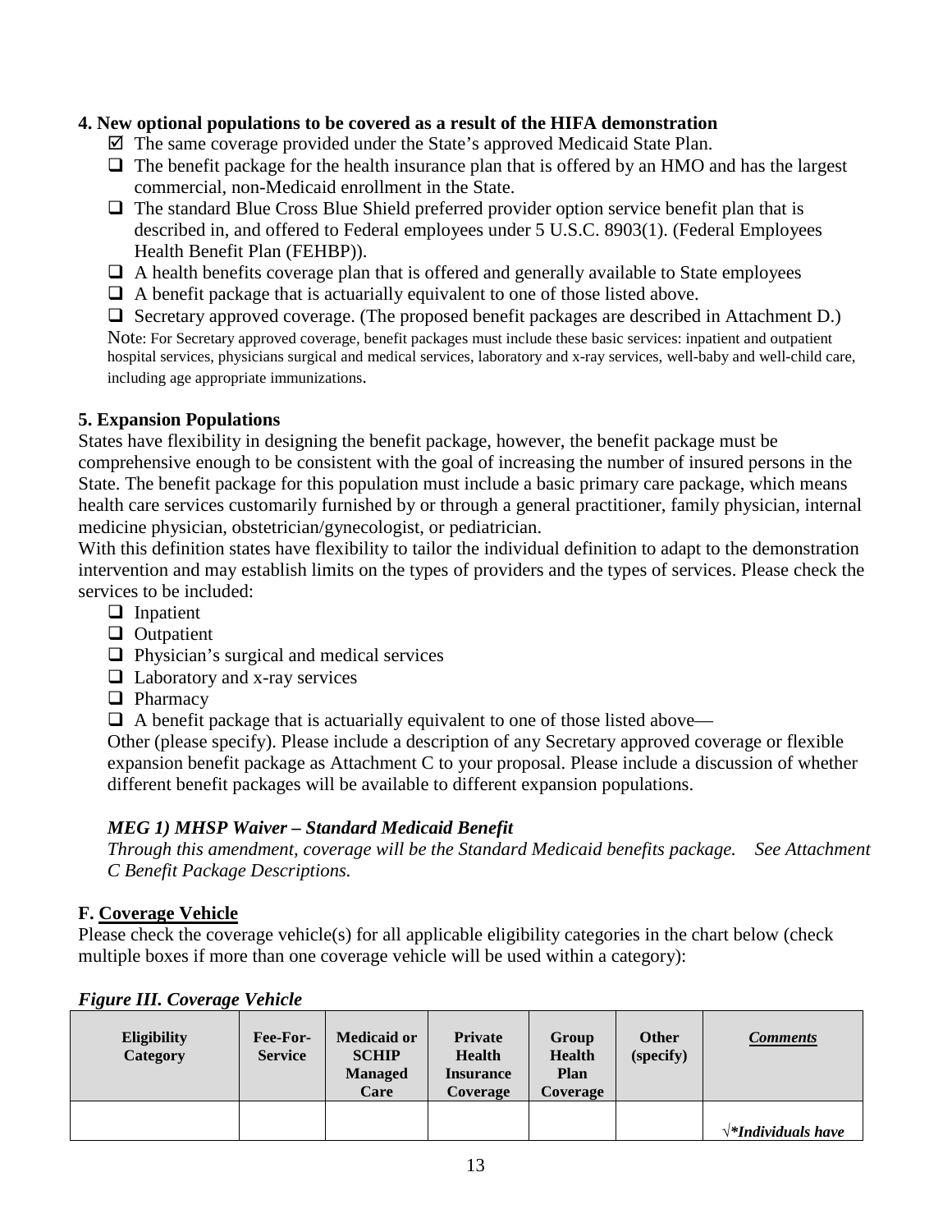### 4. New optional populations to be covered as a result of the HIFA demonstration

- ☑ The same coverage provided under the State's approved Medicaid State Plan.
- ☐ The benefit package for the health insurance plan that is offered by an HMO and has the largest commercial, non-Medicaid enrollment in the State.
- ☐ The standard Blue Cross Blue Shield preferred provider option service benefit plan that is described in, and offered to Federal employees under 5 U.S.C. 8903(1). (Federal Employees Health Benefit Plan (FEHBP)).
- ☐ A health benefits coverage plan that is offered and generally available to State employees
- ☐ A benefit package that is actuarially equivalent to one of those listed above.
- ☐ Secretary approved coverage. (The proposed benefit packages are described in Attachment D.)

Note: For Secretary approved coverage, benefit packages must include these basic services: inpatient and outpatient hospital services, physicians surgical and medical services, laboratory and x-ray services, well-baby and well-child care, including age appropriate immunizations.

### 5. Expansion Populations

States have flexibility in designing the benefit package, however, the benefit package must be comprehensive enough to be consistent with the goal of increasing the number of insured persons in the State. The benefit package for this population must include a basic primary care package, which means health care services customarily furnished by or through a general practitioner, family physician, internal medicine physician, obstetrician/gynecologist, or pediatrician.

With this definition states have flexibility to tailor the individual definition to adapt to the demonstration intervention and may establish limits on the types of providers and the types of services. Please check the services to be included:

- ☐ Inpatient
- ☐ Outpatient
- ☐ Physician's surgical and medical services
- ☐ Laboratory and x-ray services
- ☐ Pharmacy
- ☐ A benefit package that is actuarially equivalent to one of those listed above—

Other (please specify). Please include a description of any Secretary approved coverage or flexible expansion benefit package as Attachment C to your proposal. Please include a discussion of whether different benefit packages will be available to different expansion populations.

***MEG 1) MHSP Waiver – Standard Medicaid Benefit***

*Through this amendment, coverage will be the Standard Medicaid benefits package. See Attachment C Benefit Package Descriptions.*

## F. Coverage Vehicle

Please check the coverage vehicle(s) for all applicable eligibility categories in the chart below (check multiple boxes if more than one coverage vehicle will be used within a category):

***Figure III. Coverage Vehicle***

| Eligibility Category | Fee-For-Service | Medicaid or SCHIP Managed Care | Private Health Insurance Coverage | Group Health Plan Coverage | Other (specify) | ***Comments*** |
|---|---|---|---|---|---|---|
| | | | | | | √***Individuals have*** |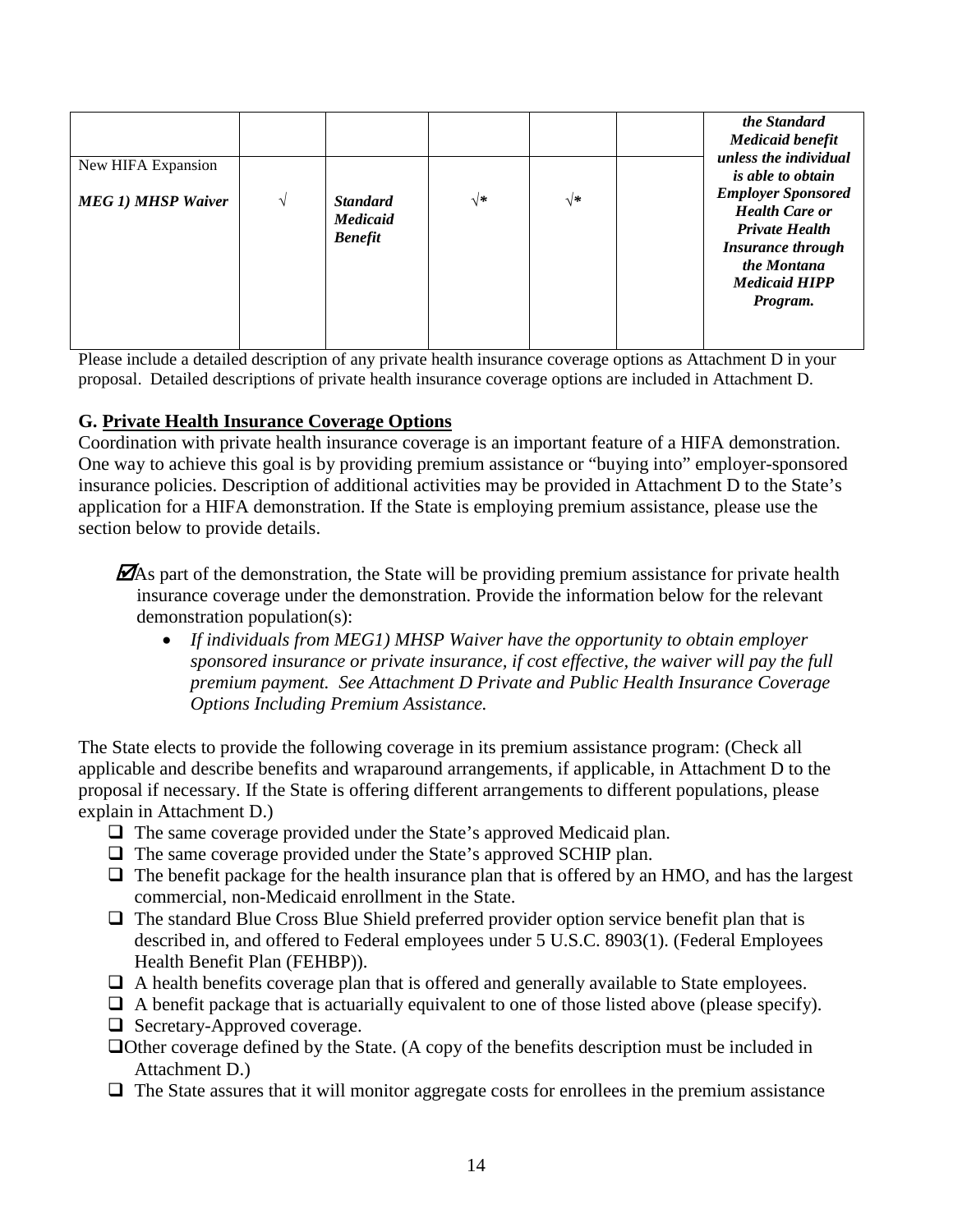| | | | | | | |
|---|---|---|---|---|---|---|
| New HIFA Expansion<br><br>***MEG 1) MHSP Waiver*** | √ | ***Standard Medicaid Benefit*** | √* | √* | | ***the Standard Medicaid benefit unless the individual is able to obtain Employer Sponsored Health Care or Private Health Insurance through the Montana Medicaid HIPP Program.*** |

Please include a detailed description of any private health insurance coverage options as Attachment D in your proposal. Detailed descriptions of private health insurance coverage options are included in Attachment D.

**G. Private Health Insurance Coverage Options**

Coordination with private health insurance coverage is an important feature of a HIFA demonstration. One way to achieve this goal is by providing premium assistance or "buying into" employer-sponsored insurance policies. Description of additional activities may be provided in Attachment D to the State's application for a HIFA demonstration. If the State is employing premium assistance, please use the section below to provide details.

☑ As part of the demonstration, the State will be providing premium assistance for private health insurance coverage under the demonstration. Provide the information below for the relevant demonstration population(s):

- *If individuals from MEG1) MHSP Waiver have the opportunity to obtain employer sponsored insurance or private insurance, if cost effective, the waiver will pay the full premium payment. See Attachment D Private and Public Health Insurance Coverage Options Including Premium Assistance.*

The State elects to provide the following coverage in its premium assistance program: (Check all applicable and describe benefits and wraparound arrangements, if applicable, in Attachment D to the proposal if necessary. If the State is offering different arrangements to different populations, please explain in Attachment D.)

- ☐ The same coverage provided under the State's approved Medicaid plan.
- ☐ The same coverage provided under the State's approved SCHIP plan.
- ☐ The benefit package for the health insurance plan that is offered by an HMO, and has the largest commercial, non-Medicaid enrollment in the State.
- ☐ The standard Blue Cross Blue Shield preferred provider option service benefit plan that is described in, and offered to Federal employees under 5 U.S.C. 8903(1). (Federal Employees Health Benefit Plan (FEHBP)).
- ☐ A health benefits coverage plan that is offered and generally available to State employees.
- ☐ A benefit package that is actuarially equivalent to one of those listed above (please specify).
- ☐ Secretary-Approved coverage.
- ☐ Other coverage defined by the State. (A copy of the benefits description must be included in Attachment D.)
- ☐ The State assures that it will monitor aggregate costs for enrollees in the premium assistance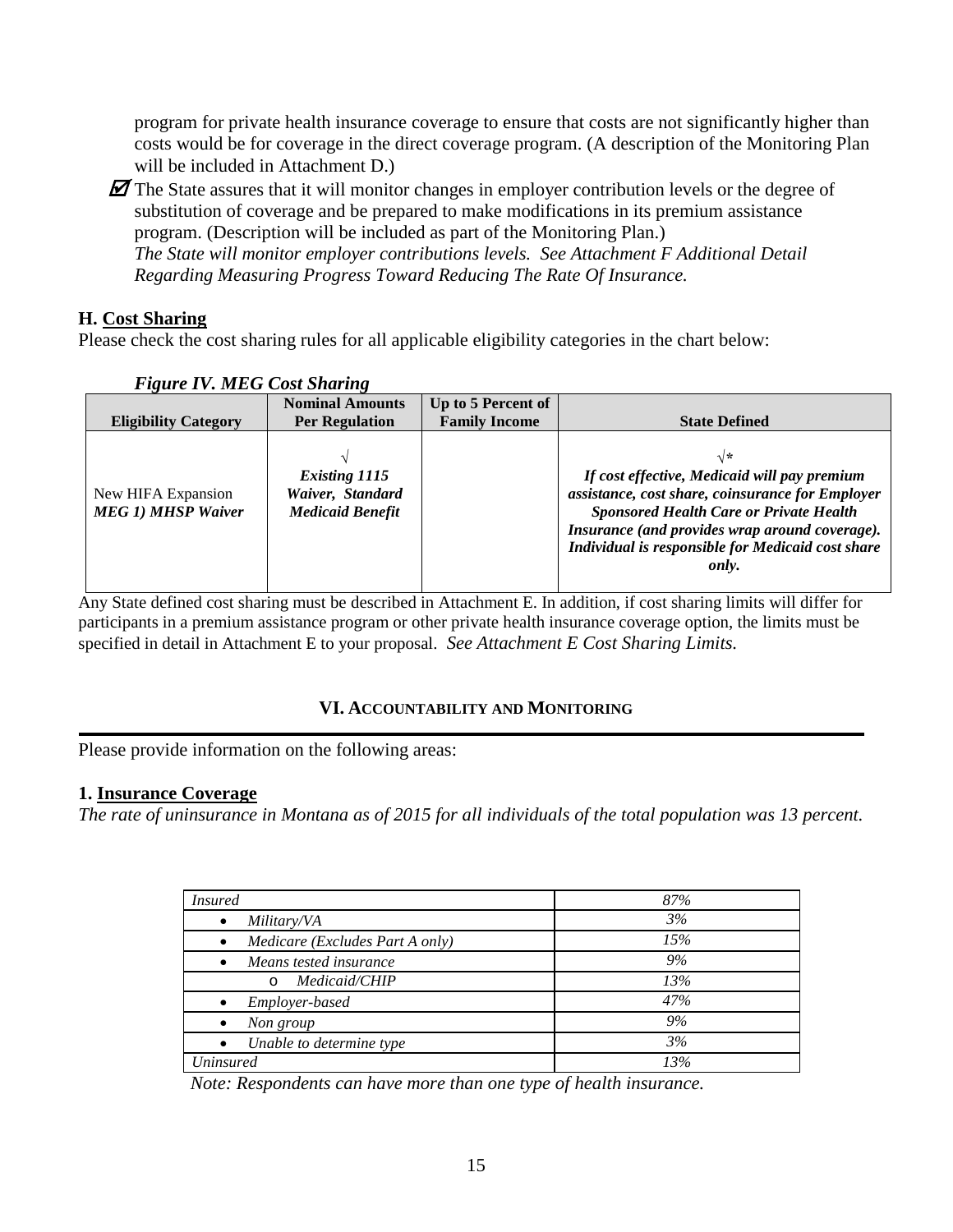program for private health insurance coverage to ensure that costs are not significantly higher than costs would be for coverage in the direct coverage program. (A description of the Monitoring Plan will be included in Attachment D.)

☑ The State assures that it will monitor changes in employer contribution levels or the degree of substitution of coverage and be prepared to make modifications in its premium assistance program. (Description will be included as part of the Monitoring Plan.)
*The State will monitor employer contributions levels. See Attachment F Additional Detail Regarding Measuring Progress Toward Reducing The Rate Of Insurance.*

### H. Cost Sharing

Please check the cost sharing rules for all applicable eligibility categories in the chart below:

*Figure IV. MEG Cost Sharing*

| Eligibility Category | Nominal Amounts Per Regulation | Up to 5 Percent of Family Income | State Defined |
|---|---|---|---|
| New HIFA Expansion ***MEG 1) MHSP Waiver*** | √ ***Existing 1115 Waiver, Standard Medicaid Benefit*** | | √* ***If cost effective, Medicaid will pay premium assistance, cost share, coinsurance for Employer Sponsored Health Care or Private Health Insurance (and provides wrap around coverage). Individual is responsible for Medicaid cost share only.*** |

Any State defined cost sharing must be described in Attachment E. In addition, if cost sharing limits will differ for participants in a premium assistance program or other private health insurance coverage option, the limits must be specified in detail in Attachment E to your proposal. *See Attachment E Cost Sharing Limits.*

## VI. Accountability and Monitoring

Please provide information on the following areas:

### 1. Insurance Coverage

*The rate of uninsurance in Montana as of 2015 for all individuals of the total population was 13 percent.*

| *Insured* | *87%* |
|---|---|
| • *Military/VA* | *3%* |
| • *Medicare (Excludes Part A only)* | *15%* |
| • *Means tested insurance* | *9%* |
| o *Medicaid/CHIP* | *13%* |
| • *Employer-based* | *47%* |
| • *Non group* | *9%* |
| • *Unable to determine type* | *3%* |
| *Uninsured* | *13%* |

*Note: Respondents can have more than one type of health insurance.*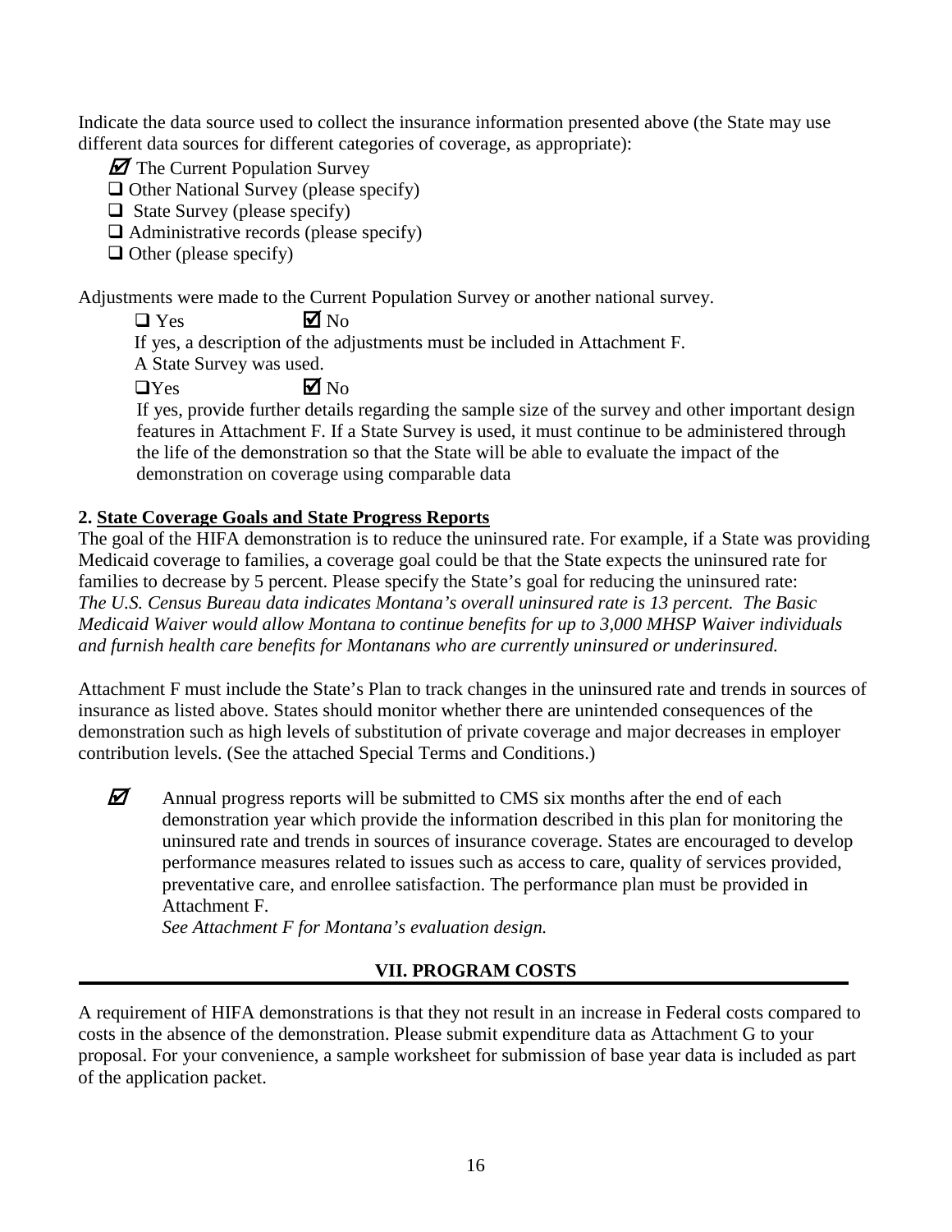Indicate the data source used to collect the insurance information presented above (the State may use different data sources for different categories of coverage, as appropriate):

- ☑ The Current Population Survey
- ☐ Other National Survey (please specify)
- ☐ State Survey (please specify)
- ☐ Administrative records (please specify)
- ☐ Other (please specify)

Adjustments were made to the Current Population Survey or another national survey.

☐ Yes ☑ No

If yes, a description of the adjustments must be included in Attachment F.

A State Survey was used.

☐ Yes ☑ No

If yes, provide further details regarding the sample size of the survey and other important design features in Attachment F. If a State Survey is used, it must continue to be administered through the life of the demonstration so that the State will be able to evaluate the impact of the demonstration on coverage using comparable data

**2. State Coverage Goals and State Progress Reports**

The goal of the HIFA demonstration is to reduce the uninsured rate. For example, if a State was providing Medicaid coverage to families, a coverage goal could be that the State expects the uninsured rate for families to decrease by 5 percent. Please specify the State's goal for reducing the uninsured rate: *The U.S. Census Bureau data indicates Montana's overall uninsured rate is 13 percent. The Basic Medicaid Waiver would allow Montana to continue benefits for up to 3,000 MHSP Waiver individuals and furnish health care benefits for Montanans who are currently uninsured or underinsured.*

Attachment F must include the State's Plan to track changes in the uninsured rate and trends in sources of insurance as listed above. States should monitor whether there are unintended consequences of the demonstration such as high levels of substitution of private coverage and major decreases in employer contribution levels. (See the attached Special Terms and Conditions.)

☑ Annual progress reports will be submitted to CMS six months after the end of each demonstration year which provide the information described in this plan for monitoring the uninsured rate and trends in sources of insurance coverage. States are encouraged to develop performance measures related to issues such as access to care, quality of services provided, preventative care, and enrollee satisfaction. The performance plan must be provided in Attachment F.

*See Attachment F for Montana's evaluation design.*

## VII. PROGRAM COSTS

A requirement of HIFA demonstrations is that they not result in an increase in Federal costs compared to costs in the absence of the demonstration. Please submit expenditure data as Attachment G to your proposal. For your convenience, a sample worksheet for submission of base year data is included as part of the application packet.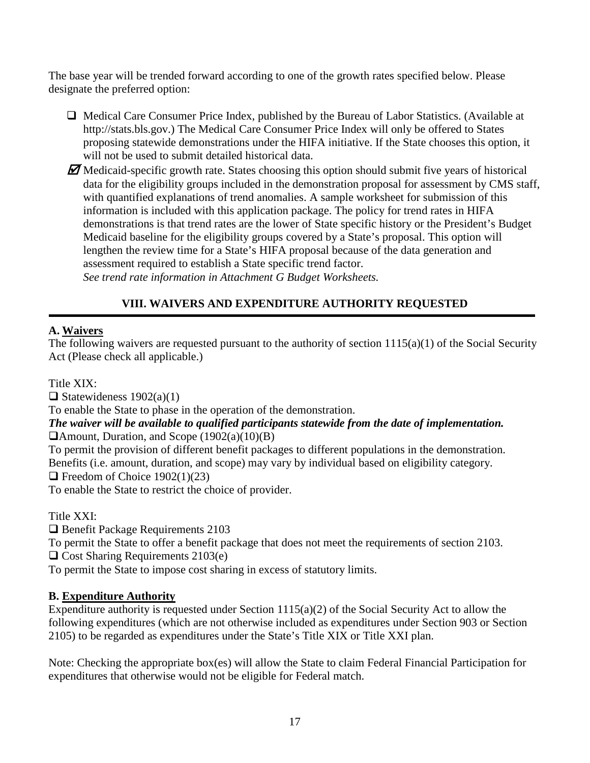The base year will be trended forward according to one of the growth rates specified below. Please designate the preferred option:

- ☐ Medical Care Consumer Price Index, published by the Bureau of Labor Statistics. (Available at http://stats.bls.gov.) The Medical Care Consumer Price Index will only be offered to States proposing statewide demonstrations under the HIFA initiative. If the State chooses this option, it will not be used to submit detailed historical data.
- ☑ Medicaid-specific growth rate. States choosing this option should submit five years of historical data for the eligibility groups included in the demonstration proposal for assessment by CMS staff, with quantified explanations of trend anomalies. A sample worksheet for submission of this information is included with this application package. The policy for trend rates in HIFA demonstrations is that trend rates are the lower of State specific history or the President's Budget Medicaid baseline for the eligibility groups covered by a State's proposal. This option will lengthen the review time for a State's HIFA proposal because of the data generation and assessment required to establish a State specific trend factor.
  *See trend rate information in Attachment G Budget Worksheets.*

## VIII. WAIVERS AND EXPENDITURE AUTHORITY REQUESTED

### A. Waivers

The following waivers are requested pursuant to the authority of section 1115(a)(1) of the Social Security Act (Please check all applicable.)

Title XIX:

☐ Statewideness 1902(a)(1)

To enable the State to phase in the operation of the demonstration.

***The waiver will be available to qualified participants statewide from the date of implementation.***

☐Amount, Duration, and Scope (1902(a)(10)(B)

To permit the provision of different benefit packages to different populations in the demonstration. Benefits (i.e. amount, duration, and scope) may vary by individual based on eligibility category.

☐ Freedom of Choice 1902(1)(23)

To enable the State to restrict the choice of provider.

Title XXI:

☐ Benefit Package Requirements 2103

To permit the State to offer a benefit package that does not meet the requirements of section 2103.

☐ Cost Sharing Requirements 2103(e)

To permit the State to impose cost sharing in excess of statutory limits.

### B. Expenditure Authority

Expenditure authority is requested under Section 1115(a)(2) of the Social Security Act to allow the following expenditures (which are not otherwise included as expenditures under Section 903 or Section 2105) to be regarded as expenditures under the State's Title XIX or Title XXI plan.

Note: Checking the appropriate box(es) will allow the State to claim Federal Financial Participation for expenditures that otherwise would not be eligible for Federal match.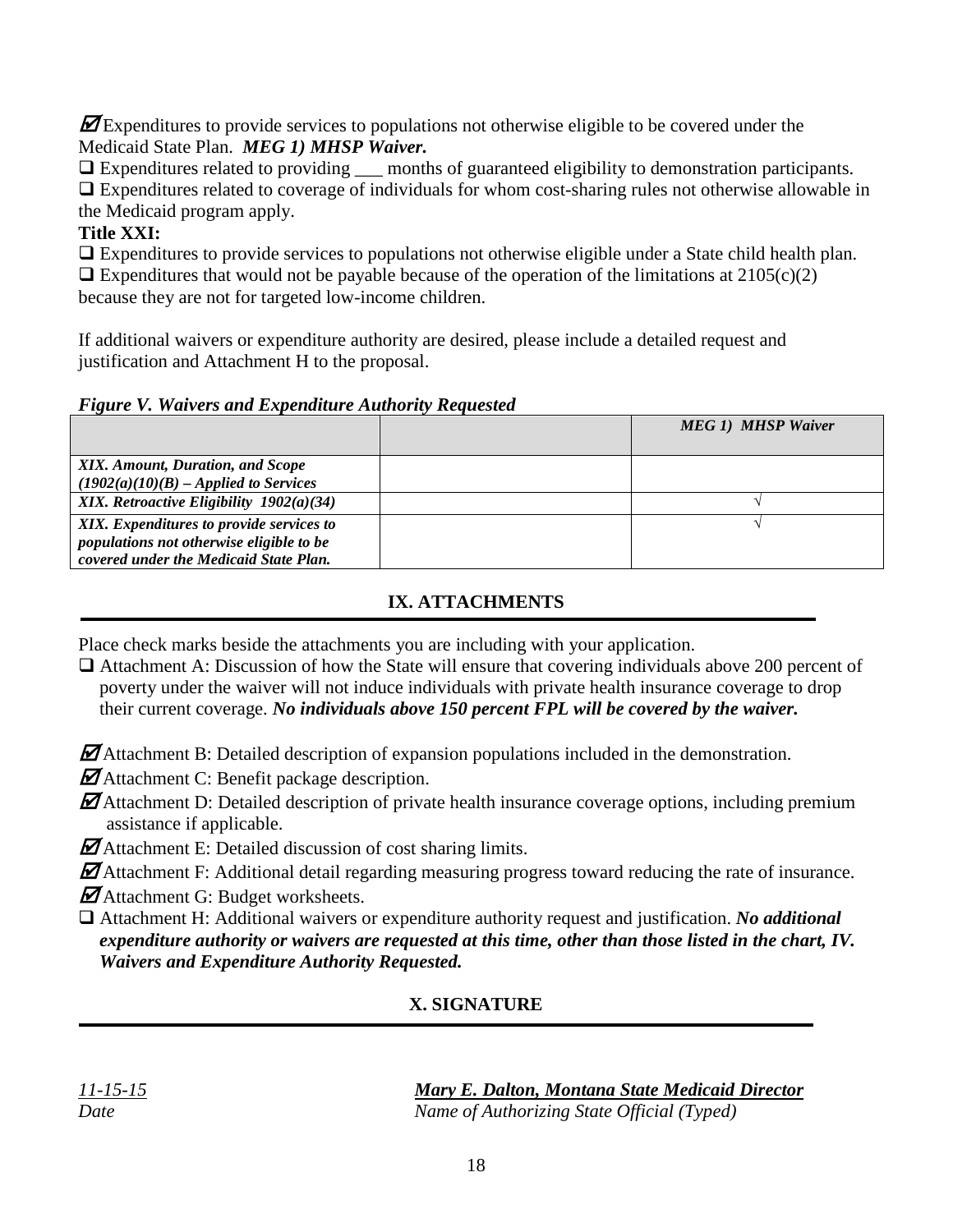☑ Expenditures to provide services to populations not otherwise eligible to be covered under the Medicaid State Plan. ***MEG 1) MHSP Waiver.***

☐ Expenditures related to providing ___ months of guaranteed eligibility to demonstration participants.

☐ Expenditures related to coverage of individuals for whom cost-sharing rules not otherwise allowable in the Medicaid program apply.

**Title XXI:**

☐ Expenditures to provide services to populations not otherwise eligible under a State child health plan.

☐ Expenditures that would not be payable because of the operation of the limitations at 2105(c)(2) because they are not for targeted low-income children.

If additional waivers or expenditure authority are desired, please include a detailed request and justification and Attachment H to the proposal.

***Figure V. Waivers and Expenditure Authority Requested***

| | | *MEG 1) MHSP Waiver* |
|---|---|---|
| ***XIX. Amount, Duration, and Scope (1902(a)(10)(B) – Applied to Services*** | | |
| ***XIX. Retroactive Eligibility 1902(a)(34)*** | | √ |
| ***XIX. Expenditures to provide services to populations not otherwise eligible to be covered under the Medicaid State Plan.*** | | √ |

## IX. ATTACHMENTS

Place check marks beside the attachments you are including with your application.

☐ Attachment A: Discussion of how the State will ensure that covering individuals above 200 percent of poverty under the waiver will not induce individuals with private health insurance coverage to drop their current coverage. ***No individuals above 150 percent FPL will be covered by the waiver.***

☑ Attachment B: Detailed description of expansion populations included in the demonstration.

☑ Attachment C: Benefit package description.

☑ Attachment D: Detailed description of private health insurance coverage options, including premium assistance if applicable.

☑ Attachment E: Detailed discussion of cost sharing limits.

☑ Attachment F: Additional detail regarding measuring progress toward reducing the rate of insurance.

☑ Attachment G: Budget worksheets.

☐ Attachment H: Additional waivers or expenditure authority request and justification. ***No additional expenditure authority or waivers are requested at this time, other than those listed in the chart, IV. Waivers and Expenditure Authority Requested.***

## X. SIGNATURE

*11-15-15* ***Mary E. Dalton, Montana State Medicaid Director***

*Date* *Name of Authorizing State Official (Typed)*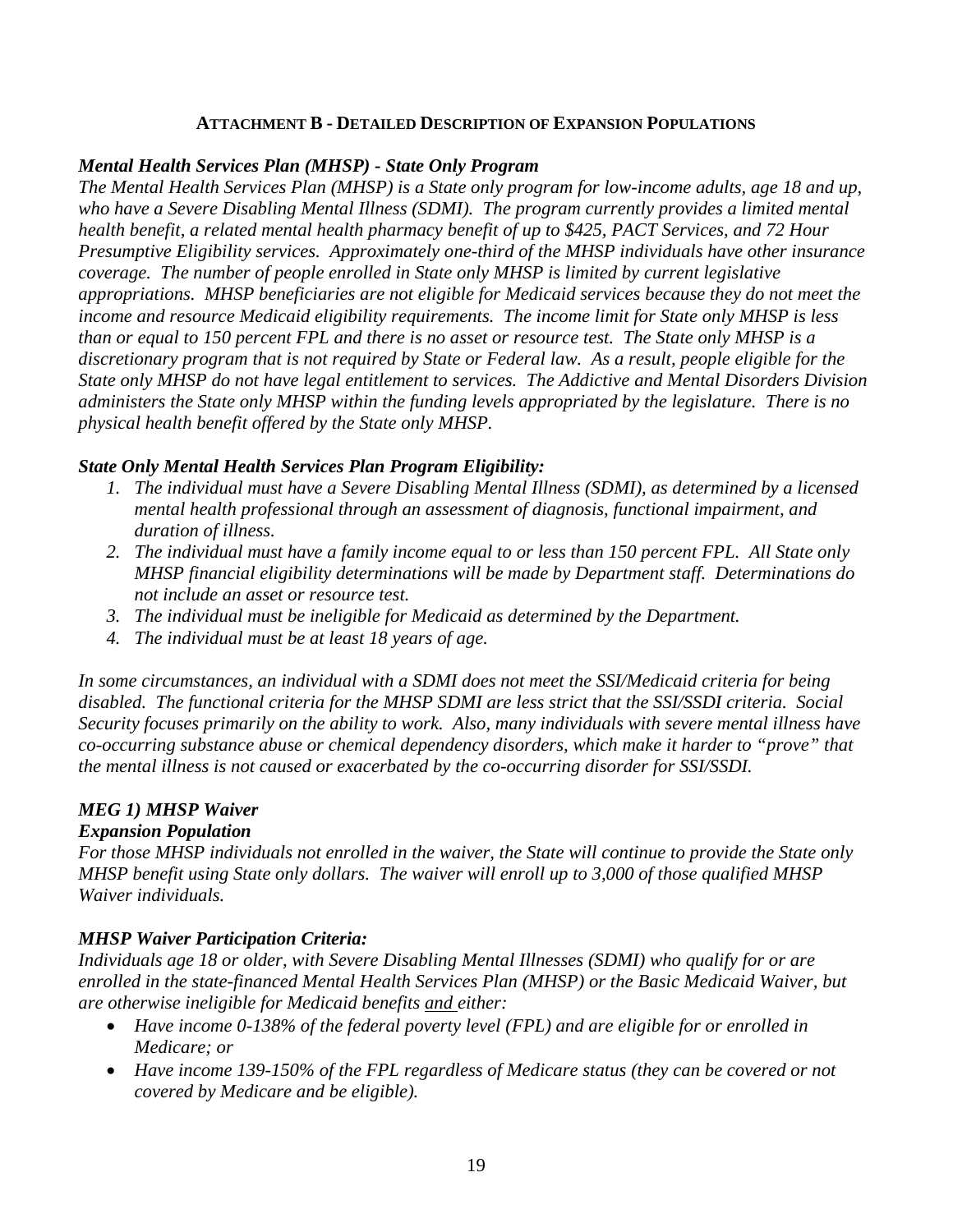**ATTACHMENT B - DETAILED DESCRIPTION OF EXPANSION POPULATIONS**

***Mental Health Services Plan (MHSP) - State Only Program***

*The Mental Health Services Plan (MHSP) is a State only program for low-income adults, age 18 and up, who have a Severe Disabling Mental Illness (SDMI). The program currently provides a limited mental health benefit, a related mental health pharmacy benefit of up to $425, PACT Services, and 72 Hour Presumptive Eligibility services. Approximately one-third of the MHSP individuals have other insurance coverage. The number of people enrolled in State only MHSP is limited by current legislative appropriations. MHSP beneficiaries are not eligible for Medicaid services because they do not meet the income and resource Medicaid eligibility requirements. The income limit for State only MHSP is less than or equal to 150 percent FPL and there is no asset or resource test. The State only MHSP is a discretionary program that is not required by State or Federal law. As a result, people eligible for the State only MHSP do not have legal entitlement to services. The Addictive and Mental Disorders Division administers the State only MHSP within the funding levels appropriated by the legislature. There is no physical health benefit offered by the State only MHSP.*

***State Only Mental Health Services Plan Program Eligibility:***

1. *The individual must have a Severe Disabling Mental Illness (SDMI), as determined by a licensed mental health professional through an assessment of diagnosis, functional impairment, and duration of illness.*
2. *The individual must have a family income equal to or less than 150 percent FPL. All State only MHSP financial eligibility determinations will be made by Department staff. Determinations do not include an asset or resource test.*
3. *The individual must be ineligible for Medicaid as determined by the Department.*
4. *The individual must be at least 18 years of age.*

*In some circumstances, an individual with a SDMI does not meet the SSI/Medicaid criteria for being disabled. The functional criteria for the MHSP SDMI are less strict that the SSI/SSDI criteria. Social Security focuses primarily on the ability to work. Also, many individuals with severe mental illness have co-occurring substance abuse or chemical dependency disorders, which make it harder to "prove" that the mental illness is not caused or exacerbated by the co-occurring disorder for SSI/SSDI.*

***MEG 1) MHSP Waiver***

***Expansion Population***

*For those MHSP individuals not enrolled in the waiver, the State will continue to provide the State only MHSP benefit using State only dollars. The waiver will enroll up to 3,000 of those qualified MHSP Waiver individuals.*

***MHSP Waiver Participation Criteria:***

*Individuals age 18 or older, with Severe Disabling Mental Illnesses (SDMI) who qualify for or are enrolled in the state-financed Mental Health Services Plan (MHSP) or the Basic Medicaid Waiver, but are otherwise ineligible for Medicaid benefits <u>and</u> either:*

- *Have income 0-138% of the federal poverty level (FPL) and are eligible for or enrolled in Medicare; or*
- *Have income 139-150% of the FPL regardless of Medicare status (they can be covered or not covered by Medicare and be eligible).*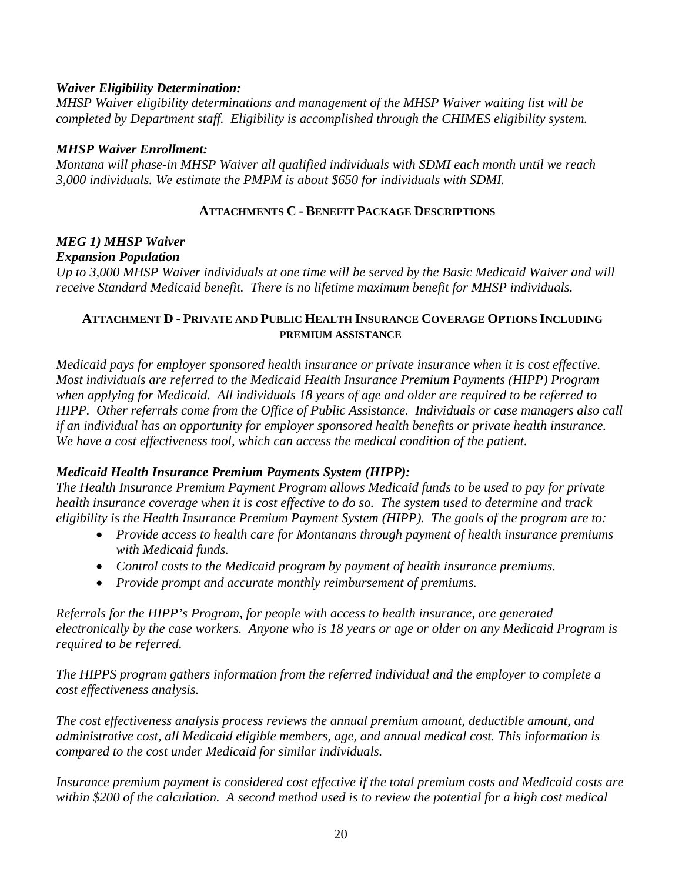***Waiver Eligibility Determination:***

*MHSP Waiver eligibility determinations and management of the MHSP Waiver waiting list will be completed by Department staff. Eligibility is accomplished through the CHIMES eligibility system.*

***MHSP Waiver Enrollment:***

*Montana will phase-in MHSP Waiver all qualified individuals with SDMI each month until we reach 3,000 individuals. We estimate the PMPM is about $650 for individuals with SDMI.*

## ATTACHMENTS C - BENEFIT PACKAGE DESCRIPTIONS

***MEG 1) MHSP Waiver***

***Expansion Population***

*Up to 3,000 MHSP Waiver individuals at one time will be served by the Basic Medicaid Waiver and will receive Standard Medicaid benefit. There is no lifetime maximum benefit for MHSP individuals.*

## ATTACHMENT D - PRIVATE AND PUBLIC HEALTH INSURANCE COVERAGE OPTIONS INCLUDING PREMIUM ASSISTANCE

*Medicaid pays for employer sponsored health insurance or private insurance when it is cost effective. Most individuals are referred to the Medicaid Health Insurance Premium Payments (HIPP) Program when applying for Medicaid. All individuals 18 years of age and older are required to be referred to HIPP. Other referrals come from the Office of Public Assistance. Individuals or case managers also call if an individual has an opportunity for employer sponsored health benefits or private health insurance. We have a cost effectiveness tool, which can access the medical condition of the patient.*

***Medicaid Health Insurance Premium Payments System (HIPP):***

*The Health Insurance Premium Payment Program allows Medicaid funds to be used to pay for private health insurance coverage when it is cost effective to do so. The system used to determine and track eligibility is the Health Insurance Premium Payment System (HIPP). The goals of the program are to:*

- *Provide access to health care for Montanans through payment of health insurance premiums with Medicaid funds.*
- *Control costs to the Medicaid program by payment of health insurance premiums.*
- *Provide prompt and accurate monthly reimbursement of premiums.*

*Referrals for the HIPP's Program, for people with access to health insurance, are generated electronically by the case workers. Anyone who is 18 years or age or older on any Medicaid Program is required to be referred.*

*The HIPPS program gathers information from the referred individual and the employer to complete a cost effectiveness analysis.*

*The cost effectiveness analysis process reviews the annual premium amount, deductible amount, and administrative cost, all Medicaid eligible members, age, and annual medical cost. This information is compared to the cost under Medicaid for similar individuals.*

*Insurance premium payment is considered cost effective if the total premium costs and Medicaid costs are within $200 of the calculation. A second method used is to review the potential for a high cost medical*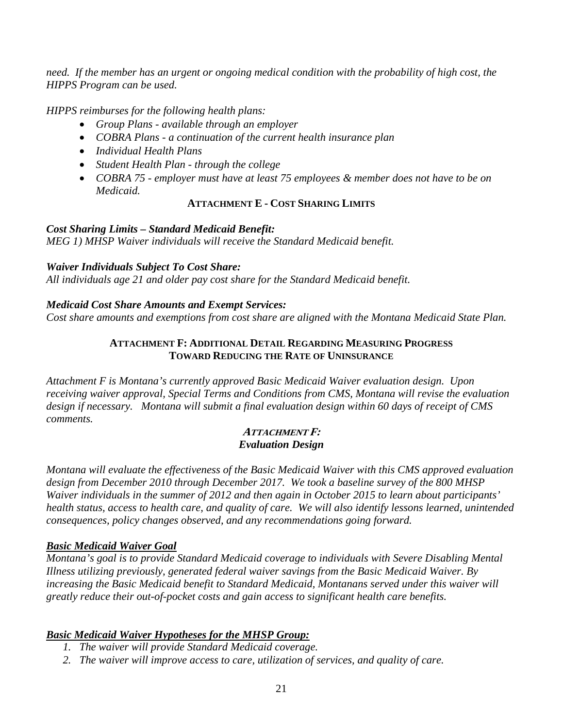*need. If the member has an urgent or ongoing medical condition with the probability of high cost, the HIPPS Program can be used.*

*HIPPS reimburses for the following health plans:*

- *Group Plans - available through an employer*
- *COBRA Plans - a continuation of the current health insurance plan*
- *Individual Health Plans*
- *Student Health Plan - through the college*
- *COBRA 75 - employer must have at least 75 employees & member does not have to be on Medicaid.*

## ATTACHMENT E - COST SHARING LIMITS

***Cost Sharing Limits – Standard Medicaid Benefit:***
*MEG 1) MHSP Waiver individuals will receive the Standard Medicaid benefit.*

***Waiver Individuals Subject To Cost Share:***
*All individuals age 21 and older pay cost share for the Standard Medicaid benefit.*

***Medicaid Cost Share Amounts and Exempt Services:***
*Cost share amounts and exemptions from cost share are aligned with the Montana Medicaid State Plan.*

## ATTACHMENT F: ADDITIONAL DETAIL REGARDING MEASURING PROGRESS TOWARD REDUCING THE RATE OF UNINSURANCE

*Attachment F is Montana's currently approved Basic Medicaid Waiver evaluation design. Upon receiving waiver approval, Special Terms and Conditions from CMS, Montana will revise the evaluation design if necessary. Montana will submit a final evaluation design within 60 days of receipt of CMS comments.*

### *ATTACHMENT F:*
### *Evaluation Design*

*Montana will evaluate the effectiveness of the Basic Medicaid Waiver with this CMS approved evaluation design from December 2010 through December 2017. We took a baseline survey of the 800 MHSP Waiver individuals in the summer of 2012 and then again in October 2015 to learn about participants' health status, access to health care, and quality of care. We will also identify lessons learned, unintended consequences, policy changes observed, and any recommendations going forward.*

***<u>Basic Medicaid Waiver Goal</u>***
*Montana's goal is to provide Standard Medicaid coverage to individuals with Severe Disabling Mental Illness utilizing previously, generated federal waiver savings from the Basic Medicaid Waiver. By increasing the Basic Medicaid benefit to Standard Medicaid, Montanans served under this waiver will greatly reduce their out-of-pocket costs and gain access to significant health care benefits.*

***<u>Basic Medicaid Waiver Hypotheses for the MHSP Group:</u>***

1. *The waiver will provide Standard Medicaid coverage.*
2. *The waiver will improve access to care, utilization of services, and quality of care.*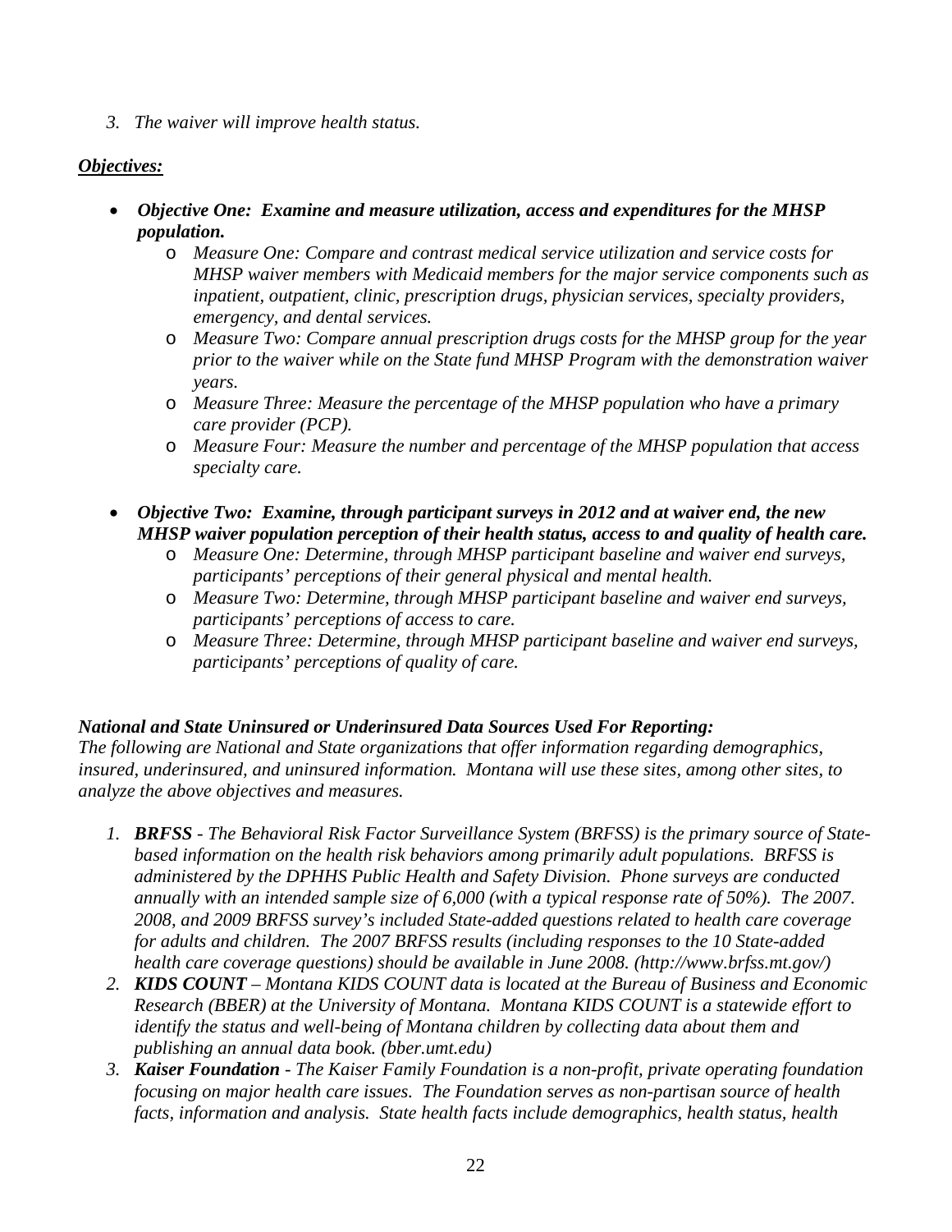3. *The waiver will improve health status.*

***Objectives:***

- ***Objective One: Examine and measure utilization, access and expenditures for the MHSP population.***
  - *Measure One: Compare and contrast medical service utilization and service costs for MHSP waiver members with Medicaid members for the major service components such as inpatient, outpatient, clinic, prescription drugs, physician services, specialty providers, emergency, and dental services.*
  - *Measure Two: Compare annual prescription drugs costs for the MHSP group for the year prior to the waiver while on the State fund MHSP Program with the demonstration waiver years.*
  - *Measure Three: Measure the percentage of the MHSP population who have a primary care provider (PCP).*
  - *Measure Four: Measure the number and percentage of the MHSP population that access specialty care.*

- ***Objective Two: Examine, through participant surveys in 2012 and at waiver end, the new MHSP waiver population perception of their health status, access to and quality of health care.***
  - *Measure One: Determine, through MHSP participant baseline and waiver end surveys, participants' perceptions of their general physical and mental health.*
  - *Measure Two: Determine, through MHSP participant baseline and waiver end surveys, participants' perceptions of access to care.*
  - *Measure Three: Determine, through MHSP participant baseline and waiver end surveys, participants' perceptions of quality of care.*

***National and State Uninsured or Underinsured Data Sources Used For Reporting:***

*The following are National and State organizations that offer information regarding demographics, insured, underinsured, and uninsured information. Montana will use these sites, among other sites, to analyze the above objectives and measures.*

1. ***BRFSS*** *- The Behavioral Risk Factor Surveillance System (BRFSS) is the primary source of State-based information on the health risk behaviors among primarily adult populations. BRFSS is administered by the DPHHS Public Health and Safety Division. Phone surveys are conducted annually with an intended sample size of 6,000 (with a typical response rate of 50%). The 2007. 2008, and 2009 BRFSS survey's included State-added questions related to health care coverage for adults and children. The 2007 BRFSS results (including responses to the 10 State-added health care coverage questions) should be available in June 2008. (http://www.brfss.mt.gov/)*
2. ***KIDS COUNT*** *– Montana KIDS COUNT data is located at the Bureau of Business and Economic Research (BBER) at the University of Montana. Montana KIDS COUNT is a statewide effort to identify the status and well-being of Montana children by collecting data about them and publishing an annual data book. (bber.umt.edu)*
3. ***Kaiser Foundation*** *- The Kaiser Family Foundation is a non-profit, private operating foundation focusing on major health care issues. The Foundation serves as non-partisan source of health facts, information and analysis. State health facts include demographics, health status, health*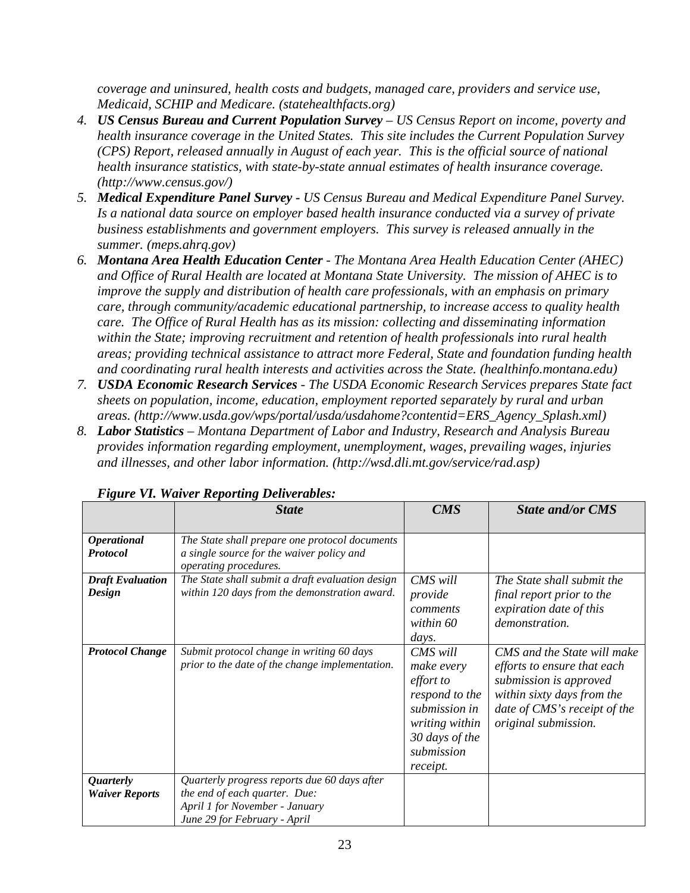*coverage and uninsured, health costs and budgets, managed care, providers and service use, Medicaid, SCHIP and Medicare. (statehealthfacts.org)*

4. ***US Census Bureau and Current Population Survey** – US Census Report on income, poverty and health insurance coverage in the United States. This site includes the Current Population Survey (CPS) Report, released annually in August of each year. This is the official source of national health insurance statistics, with state-by-state annual estimates of health insurance coverage. (http://www.census.gov/)*
5. ***Medical Expenditure Panel Survey** - US Census Bureau and Medical Expenditure Panel Survey. Is a national data source on employer based health insurance conducted via a survey of private business establishments and government employers. This survey is released annually in the summer. (meps.ahrq.gov)*
6. ***Montana Area Health Education Center** - The Montana Area Health Education Center (AHEC) and Office of Rural Health are located at Montana State University. The mission of AHEC is to improve the supply and distribution of health care professionals, with an emphasis on primary care, through community/academic educational partnership, to increase access to quality health care. The Office of Rural Health has as its mission: collecting and disseminating information within the State; improving recruitment and retention of health professionals into rural health areas; providing technical assistance to attract more Federal, State and foundation funding health and coordinating rural health interests and activities across the State. (healthinfo.montana.edu)*
7. ***USDA Economic Research Services** - The USDA Economic Research Services prepares State fact sheets on population, income, education, employment reported separately by rural and urban areas. (http://www.usda.gov/wps/portal/usda/usdahome?contentid=ERS_Agency_Splash.xml)*
8. ***Labor Statistics** – Montana Department of Labor and Industry, Research and Analysis Bureau provides information regarding employment, unemployment, wages, prevailing wages, injuries and illnesses, and other labor information. (http://wsd.dli.mt.gov/service/rad.asp)*

***Figure VI. Waiver Reporting Deliverables:***

| | ***State*** | ***CMS*** | ***State and/or CMS*** |
|---|---|---|---|
| ***Operational Protocol*** | *The State shall prepare one protocol documents a single source for the waiver policy and operating procedures.* | | |
| ***Draft Evaluation Design*** | *The State shall submit a draft evaluation design within 120 days from the demonstration award.* | *CMS will provide comments within 60 days.* | *The State shall submit the final report prior to the expiration date of this demonstration.* |
| ***Protocol Change*** | *Submit protocol change in writing 60 days prior to the date of the change implementation.* | *CMS will make every effort to respond to the submission in writing within 30 days of the submission receipt.* | *CMS and the State will make efforts to ensure that each submission is approved within sixty days from the date of CMS's receipt of the original submission.* |
| ***Quarterly Waiver Reports*** | *Quarterly progress reports due 60 days after the end of each quarter. Due:<br>April 1 for November - January<br>June 29 for February - April* | | |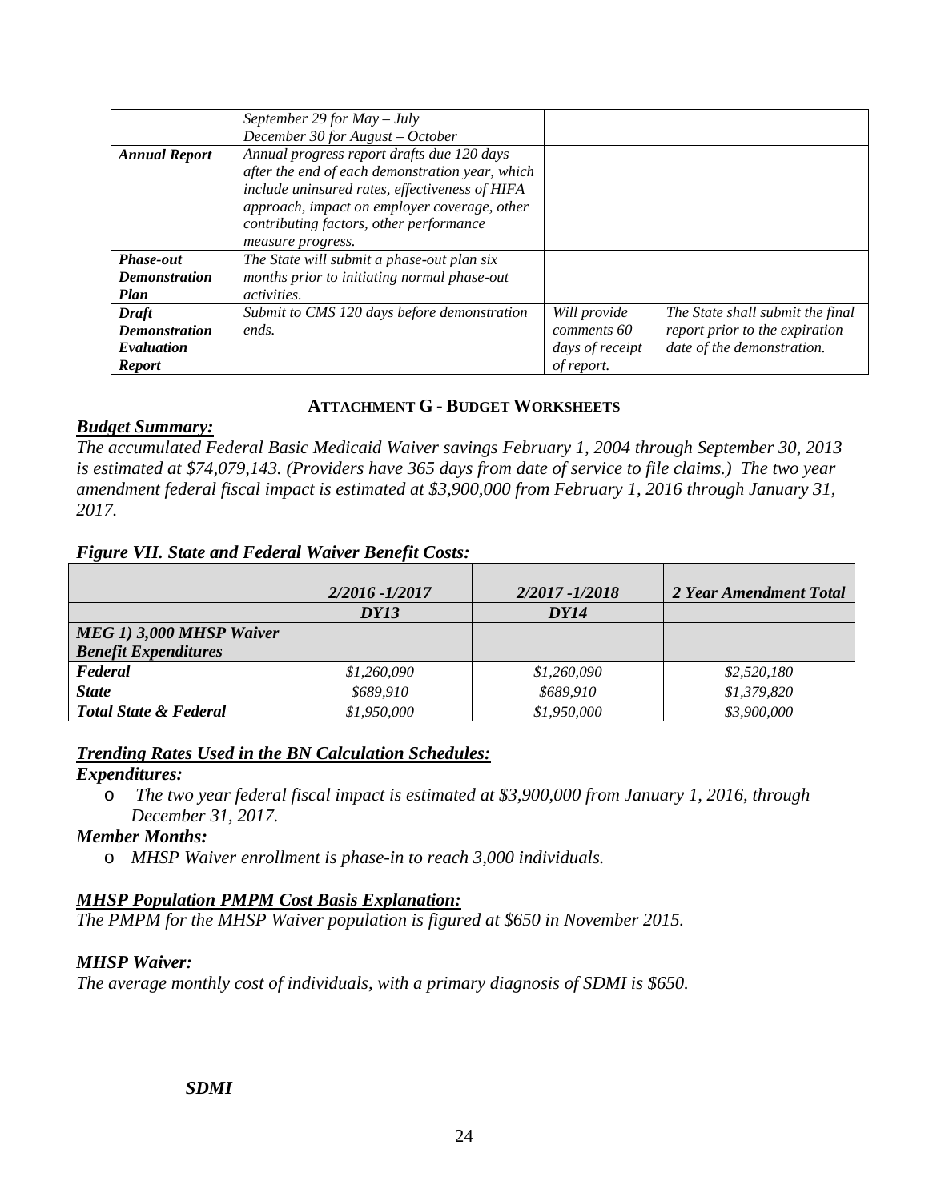| | | | |
|---|---|---|---|
| | *September 29 for May – July* *December 30 for August – October* | | |
| ***Annual Report*** | *Annual progress report drafts due 120 days after the end of each demonstration year, which include uninsured rates, effectiveness of HIFA approach, impact on employer coverage, other contributing factors, other performance measure progress.* | | |
| ***Phase-out Demonstration Plan*** | *The State will submit a phase-out plan six months prior to initiating normal phase-out activities.* | | |
| ***Draft Demonstration Evaluation Report*** | *Submit to CMS 120 days before demonstration ends.* | *Will provide comments 60 days of receipt of report.* | *The State shall submit the final report prior to the expiration date of the demonstration.* |

## ATTACHMENT G - BUDGET WORKSHEETS

***Budget Summary:***

*The accumulated Federal Basic Medicaid Waiver savings February 1, 2004 through September 30, 2013 is estimated at $74,079,143. (Providers have 365 days from date of service to file claims.) The two year amendment federal fiscal impact is estimated at $3,900,000 from February 1, 2016 through January 31, 2017.*

***Figure VII. State and Federal Waiver Benefit Costs:***

| | *2/2016 -1/2017* | *2/2017 -1/2018* | *2 Year Amendment Total* |
|---|---|---|---|
| | ***DY13*** | ***DY14*** | |
| ***MEG 1) 3,000 MHSP Waiver Benefit Expenditures*** | | | |
| ***Federal*** | *$1,260,090* | *$1,260,090* | *$2,520,180* |
| ***State*** | *$689,910* | *$689,910* | *$1,379,820* |
| ***Total State & Federal*** | *$1,950,000* | *$1,950,000* | *$3,900,000* |

***Trending Rates Used in the BN Calculation Schedules:***

***Expenditures:***

- *The two year federal fiscal impact is estimated at $3,900,000 from January 1, 2016, through December 31, 2017.*

***Member Months:***

- *MHSP Waiver enrollment is phase-in to reach 3,000 individuals.*

***MHSP Population PMPM Cost Basis Explanation:***

*The PMPM for the MHSP Waiver population is figured at $650 in November 2015.*

***MHSP Waiver:***

*The average monthly cost of individuals, with a primary diagnosis of SDMI is $650.*

***SDMI***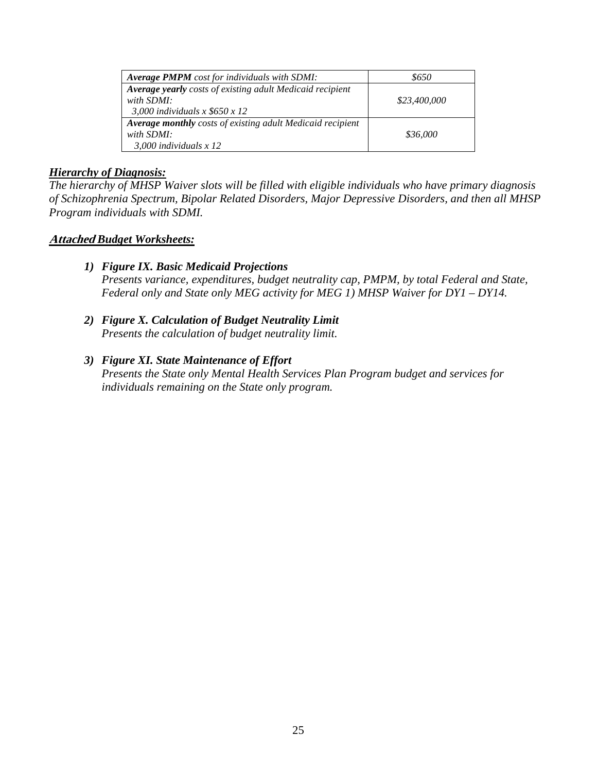| | |
|---|---|
| ***Average PMPM*** *cost for individuals with SDMI:* | *$650* |
| ***Average yearly*** *costs of existing adult Medicaid recipient with SDMI:*<br>*3,000 individuals x $650 x 12* | *$23,400,000* |
| ***Average monthly*** *costs of existing adult Medicaid recipient with SDMI:*<br>*3,000 individuals x 12* | *$36,000* |

***Hierarchy of Diagnosis:***

*The hierarchy of MHSP Waiver slots will be filled with eligible individuals who have primary diagnosis of Schizophrenia Spectrum, Bipolar Related Disorders, Major Depressive Disorders, and then all MHSP Program individuals with SDMI.*

***Attached Budget Worksheets:***

1) ***Figure IX. Basic Medicaid Projections***
   *Presents variance, expenditures, budget neutrality cap, PMPM, by total Federal and State, Federal only and State only MEG activity for MEG 1) MHSP Waiver for DY1 – DY14.*

2) ***Figure X. Calculation of Budget Neutrality Limit***
   *Presents the calculation of budget neutrality limit.*

3) ***Figure XI. State Maintenance of Effort***
   *Presents the State only Mental Health Services Plan Program budget and services for individuals remaining on the State only program.*